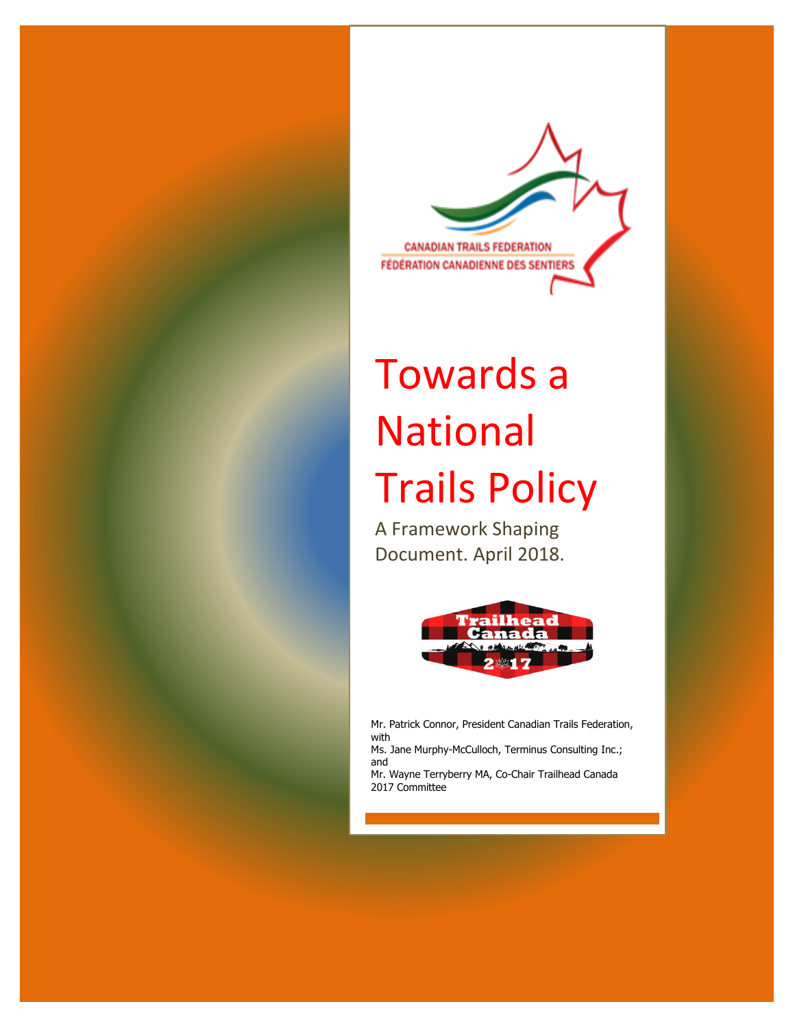CANADIAN TRAILS FEDERATION
FÉDÉRATION CANADIENNE DES SENTIERS

# Towards a National Trails Policy

A Framework Shaping Document. April 2018.

Trailhead Canada 2017

Mr. Patrick Connor, President Canadian Trails Federation, with
Ms. Jane Murphy-McCulloch, Terminus Consulting Inc.; and
Mr. Wayne Terryberry MA, Co-Chair Trailhead Canada 2017 Committee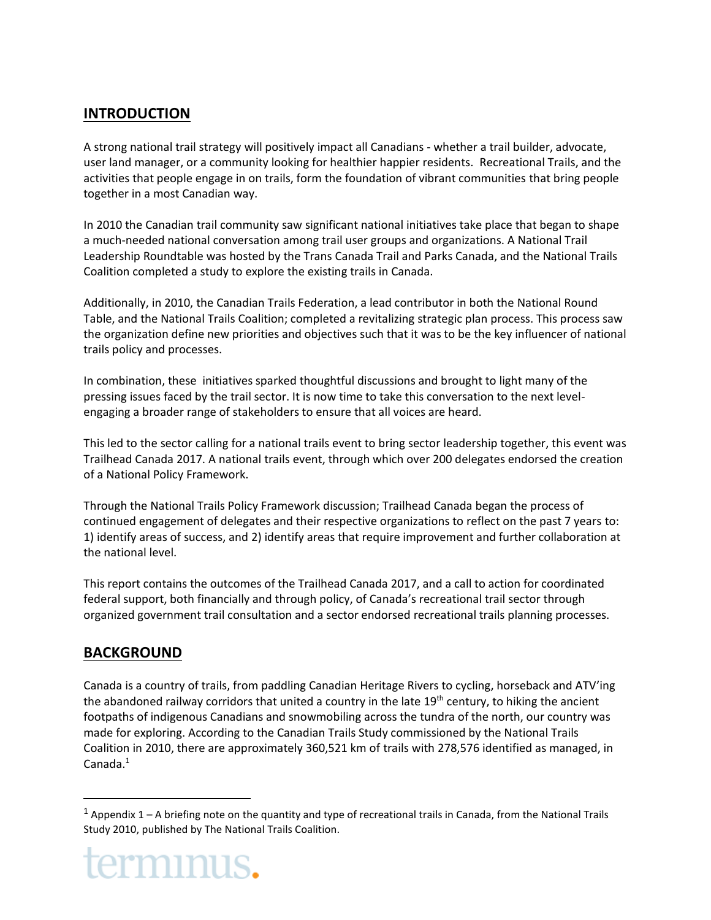## INTRODUCTION

A strong national trail strategy will positively impact all Canadians - whether a trail builder, advocate, user land manager, or a community looking for healthier happier residents. Recreational Trails, and the activities that people engage in on trails, form the foundation of vibrant communities that bring people together in a most Canadian way.

In 2010 the Canadian trail community saw significant national initiatives take place that began to shape a much-needed national conversation among trail user groups and organizations. A National Trail Leadership Roundtable was hosted by the Trans Canada Trail and Parks Canada, and the National Trails Coalition completed a study to explore the existing trails in Canada.

Additionally, in 2010, the Canadian Trails Federation, a lead contributor in both the National Round Table, and the National Trails Coalition; completed a revitalizing strategic plan process. This process saw the organization define new priorities and objectives such that it was to be the key influencer of national trails policy and processes.

In combination, these initiatives sparked thoughtful discussions and brought to light many of the pressing issues faced by the trail sector. It is now time to take this conversation to the next level- engaging a broader range of stakeholders to ensure that all voices are heard.

This led to the sector calling for a national trails event to bring sector leadership together, this event was Trailhead Canada 2017. A national trails event, through which over 200 delegates endorsed the creation of a National Policy Framework.

Through the National Trails Policy Framework discussion; Trailhead Canada began the process of continued engagement of delegates and their respective organizations to reflect on the past 7 years to: 1) identify areas of success, and 2) identify areas that require improvement and further collaboration at the national level.

This report contains the outcomes of the Trailhead Canada 2017, and a call to action for coordinated federal support, both financially and through policy, of Canada's recreational trail sector through organized government trail consultation and a sector endorsed recreational trails planning processes.

## BACKGROUND

Canada is a country of trails, from paddling Canadian Heritage Rivers to cycling, horseback and ATV'ing the abandoned railway corridors that united a country in the late 19th century, to hiking the ancient footpaths of indigenous Canadians and snowmobiling across the tundra of the north, our country was made for exploring. According to the Canadian Trails Study commissioned by the National Trails Coalition in 2010, there are approximately 360,521 km of trails with 278,576 identified as managed, in Canada.[1]

[1] Appendix 1 – A briefing note on the quantity and type of recreational trails in Canada, from the National Trails Study 2010, published by The National Trails Coalition.

terminus.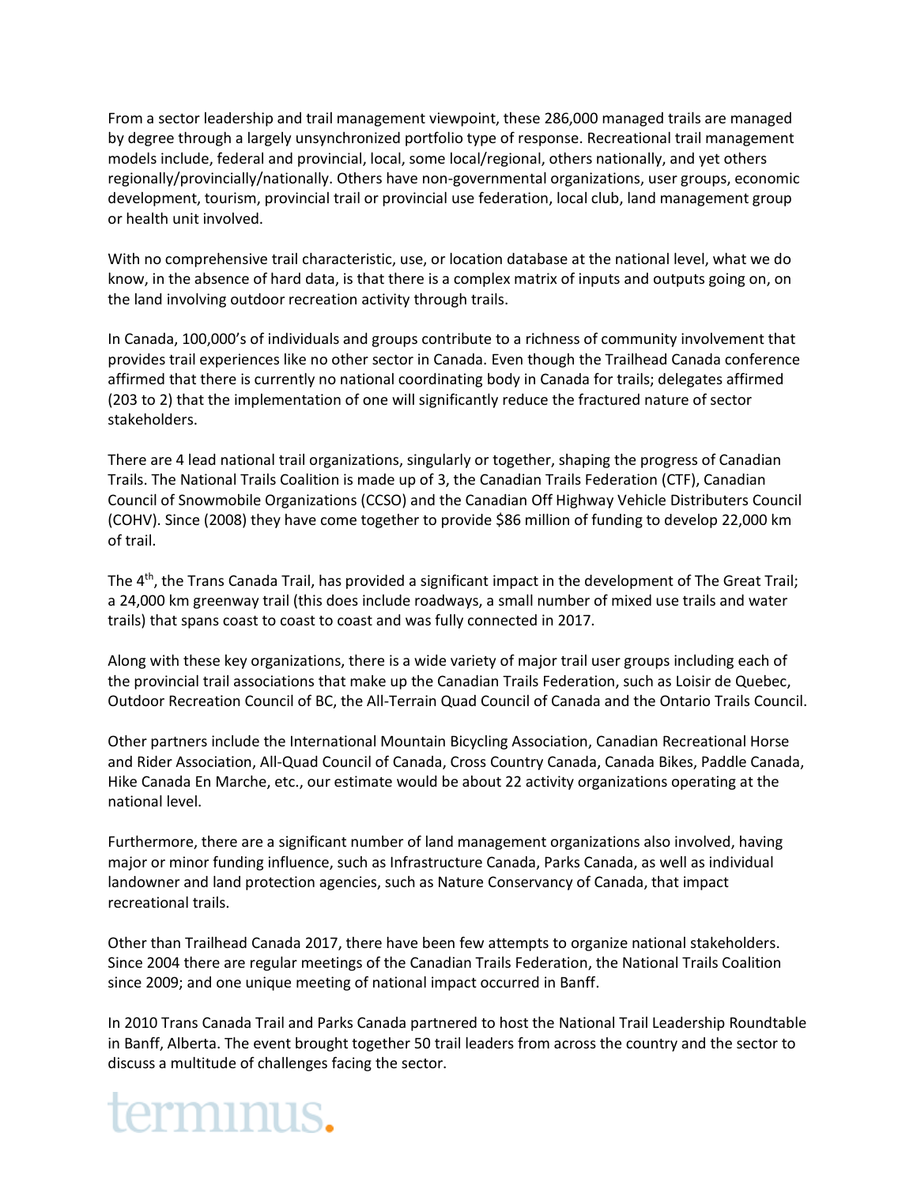From a sector leadership and trail management viewpoint, these 286,000 managed trails are managed by degree through a largely unsynchronized portfolio type of response. Recreational trail management models include, federal and provincial, local, some local/regional, others nationally, and yet others regionally/provincially/nationally. Others have non-governmental organizations, user groups, economic development, tourism, provincial trail or provincial use federation, local club, land management group or health unit involved.

With no comprehensive trail characteristic, use, or location database at the national level, what we do know, in the absence of hard data, is that there is a complex matrix of inputs and outputs going on, on the land involving outdoor recreation activity through trails.

In Canada, 100,000's of individuals and groups contribute to a richness of community involvement that provides trail experiences like no other sector in Canada. Even though the Trailhead Canada conference affirmed that there is currently no national coordinating body in Canada for trails; delegates affirmed (203 to 2) that the implementation of one will significantly reduce the fractured nature of sector stakeholders.

There are 4 lead national trail organizations, singularly or together, shaping the progress of Canadian Trails. The National Trails Coalition is made up of 3, the Canadian Trails Federation (CTF), Canadian Council of Snowmobile Organizations (CCSO) and the Canadian Off Highway Vehicle Distributers Council (COHV). Since (2008) they have come together to provide $86 million of funding to develop 22,000 km of trail.

The 4th, the Trans Canada Trail, has provided a significant impact in the development of The Great Trail; a 24,000 km greenway trail (this does include roadways, a small number of mixed use trails and water trails) that spans coast to coast to coast and was fully connected in 2017.

Along with these key organizations, there is a wide variety of major trail user groups including each of the provincial trail associations that make up the Canadian Trails Federation, such as Loisir de Quebec, Outdoor Recreation Council of BC, the All-Terrain Quad Council of Canada and the Ontario Trails Council.

Other partners include the International Mountain Bicycling Association, Canadian Recreational Horse and Rider Association, All-Quad Council of Canada, Cross Country Canada, Canada Bikes, Paddle Canada, Hike Canada En Marche, etc., our estimate would be about 22 activity organizations operating at the national level.

Furthermore, there are a significant number of land management organizations also involved, having major or minor funding influence, such as Infrastructure Canada, Parks Canada, as well as individual landowner and land protection agencies, such as Nature Conservancy of Canada, that impact recreational trails.

Other than Trailhead Canada 2017, there have been few attempts to organize national stakeholders. Since 2004 there are regular meetings of the Canadian Trails Federation, the National Trails Coalition since 2009; and one unique meeting of national impact occurred in Banff.

In 2010 Trans Canada Trail and Parks Canada partnered to host the National Trail Leadership Roundtable in Banff, Alberta. The event brought together 50 trail leaders from across the country and the sector to discuss a multitude of challenges facing the sector.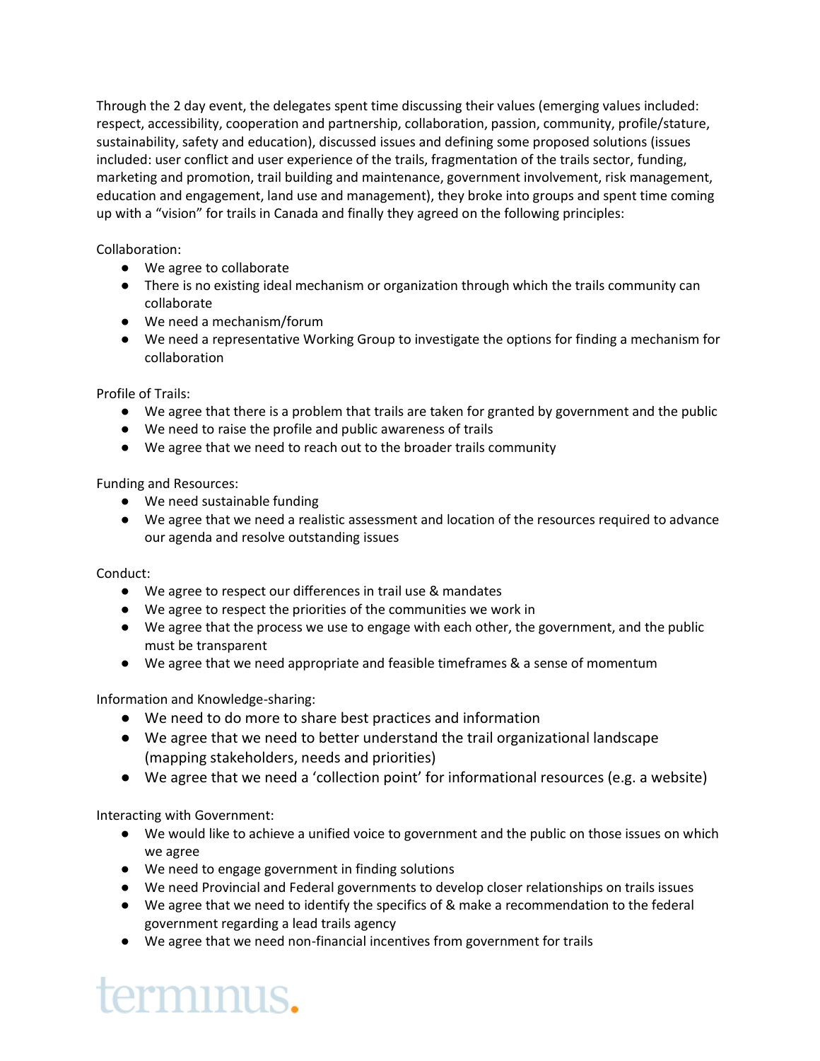Through the 2 day event, the delegates spent time discussing their values (emerging values included: respect, accessibility, cooperation and partnership, collaboration, passion, community, profile/stature, sustainability, safety and education), discussed issues and defining some proposed solutions (issues included: user conflict and user experience of the trails, fragmentation of the trails sector, funding, marketing and promotion, trail building and maintenance, government involvement, risk management, education and engagement, land use and management), they broke into groups and spent time coming up with a "vision" for trails in Canada and finally they agreed on the following principles:

Collaboration:

- We agree to collaborate
- There is no existing ideal mechanism or organization through which the trails community can collaborate
- We need a mechanism/forum
- We need a representative Working Group to investigate the options for finding a mechanism for collaboration

Profile of Trails:

- We agree that there is a problem that trails are taken for granted by government and the public
- We need to raise the profile and public awareness of trails
- We agree that we need to reach out to the broader trails community

Funding and Resources:

- We need sustainable funding
- We agree that we need a realistic assessment and location of the resources required to advance our agenda and resolve outstanding issues

Conduct:

- We agree to respect our differences in trail use & mandates
- We agree to respect the priorities of the communities we work in
- We agree that the process we use to engage with each other, the government, and the public must be transparent
- We agree that we need appropriate and feasible timeframes & a sense of momentum

Information and Knowledge-sharing:

- We need to do more to share best practices and information
- We agree that we need to better understand the trail organizational landscape (mapping stakeholders, needs and priorities)
- We agree that we need a 'collection point' for informational resources (e.g. a website)

Interacting with Government:

- We would like to achieve a unified voice to government and the public on those issues on which we agree
- We need to engage government in finding solutions
- We need Provincial and Federal governments to develop closer relationships on trails issues
- We agree that we need to identify the specifics of & make a recommendation to the federal government regarding a lead trails agency
- We agree that we need non-financial incentives from government for trails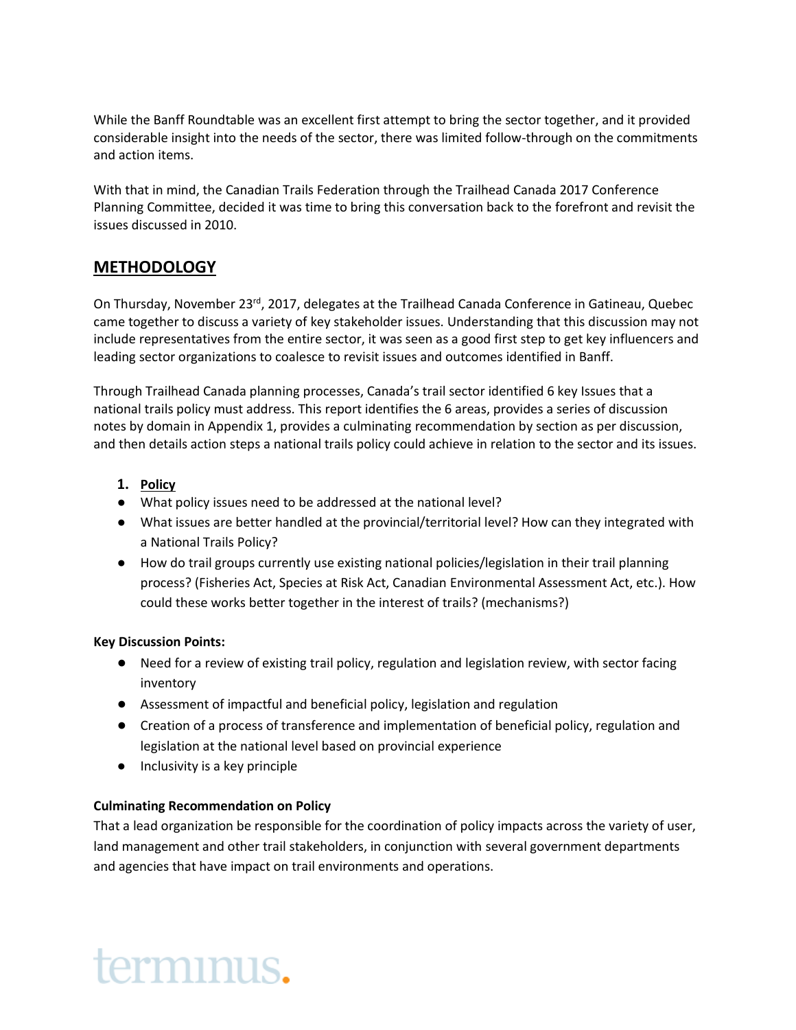While the Banff Roundtable was an excellent first attempt to bring the sector together, and it provided considerable insight into the needs of the sector, there was limited follow-through on the commitments and action items.

With that in mind, the Canadian Trails Federation through the Trailhead Canada 2017 Conference Planning Committee, decided it was time to bring this conversation back to the forefront and revisit the issues discussed in 2010.

## METHODOLOGY

On Thursday, November 23rd, 2017, delegates at the Trailhead Canada Conference in Gatineau, Quebec came together to discuss a variety of key stakeholder issues. Understanding that this discussion may not include representatives from the entire sector, it was seen as a good first step to get key influencers and leading sector organizations to coalesce to revisit issues and outcomes identified in Banff.

Through Trailhead Canada planning processes, Canada's trail sector identified 6 key Issues that a national trails policy must address. This report identifies the 6 areas, provides a series of discussion notes by domain in Appendix 1, provides a culminating recommendation by section as per discussion, and then details action steps a national trails policy could achieve in relation to the sector and its issues.

1. **Policy**

- What policy issues need to be addressed at the national level?
- What issues are better handled at the provincial/territorial level? How can they integrated with a National Trails Policy?
- How do trail groups currently use existing national policies/legislation in their trail planning process? (Fisheries Act, Species at Risk Act, Canadian Environmental Assessment Act, etc.). How could these works better together in the interest of trails? (mechanisms?)

**Key Discussion Points:**

- Need for a review of existing trail policy, regulation and legislation review, with sector facing inventory
- Assessment of impactful and beneficial policy, legislation and regulation
- Creation of a process of transference and implementation of beneficial policy, regulation and legislation at the national level based on provincial experience
- Inclusivity is a key principle

**Culminating Recommendation on Policy**

That a lead organization be responsible for the coordination of policy impacts across the variety of user, land management and other trail stakeholders, in conjunction with several government departments and agencies that have impact on trail environments and operations.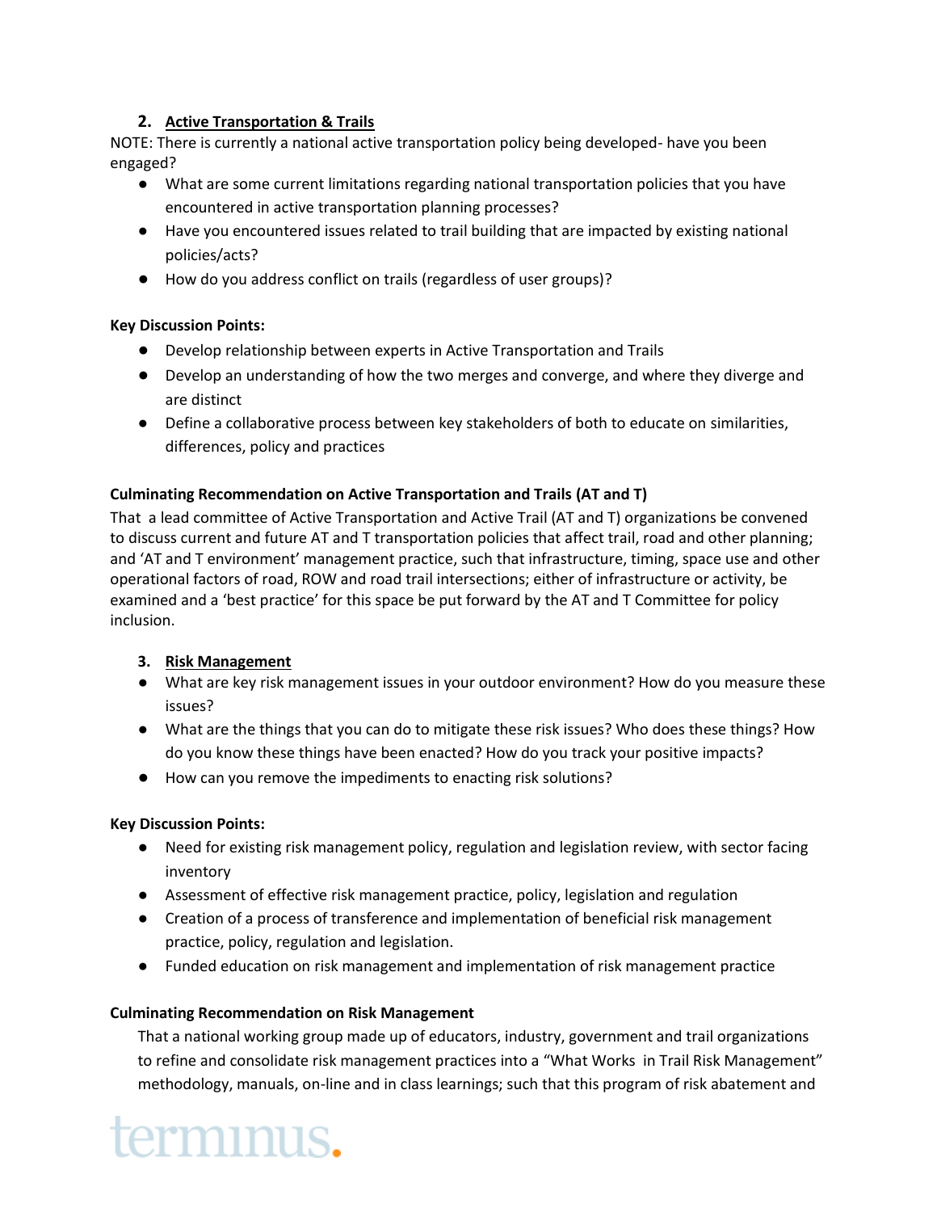## 2. Active Transportation & Trails

NOTE: There is currently a national active transportation policy being developed- have you been engaged?

- What are some current limitations regarding national transportation policies that you have encountered in active transportation planning processes?
- Have you encountered issues related to trail building that are impacted by existing national policies/acts?
- How do you address conflict on trails (regardless of user groups)?

**Key Discussion Points:**

- Develop relationship between experts in Active Transportation and Trails
- Develop an understanding of how the two merges and converge, and where they diverge and are distinct
- Define a collaborative process between key stakeholders of both to educate on similarities, differences, policy and practices

**Culminating Recommendation on Active Transportation and Trails (AT and T)**

That a lead committee of Active Transportation and Active Trail (AT and T) organizations be convened to discuss current and future AT and T transportation policies that affect trail, road and other planning; and 'AT and T environment' management practice, such that infrastructure, timing, space use and other operational factors of road, ROW and road trail intersections; either of infrastructure or activity, be examined and a 'best practice' for this space be put forward by the AT and T Committee for policy inclusion.

## 3. Risk Management

- What are key risk management issues in your outdoor environment? How do you measure these issues?
- What are the things that you can do to mitigate these risk issues? Who does these things? How do you know these things have been enacted? How do you track your positive impacts?
- How can you remove the impediments to enacting risk solutions?

**Key Discussion Points:**

- Need for existing risk management policy, regulation and legislation review, with sector facing inventory
- Assessment of effective risk management practice, policy, legislation and regulation
- Creation of a process of transference and implementation of beneficial risk management practice, policy, regulation and legislation.
- Funded education on risk management and implementation of risk management practice

**Culminating Recommendation on Risk Management**

That a national working group made up of educators, industry, government and trail organizations to refine and consolidate risk management practices into a "What Works in Trail Risk Management" methodology, manuals, on-line and in class learnings; such that this program of risk abatement and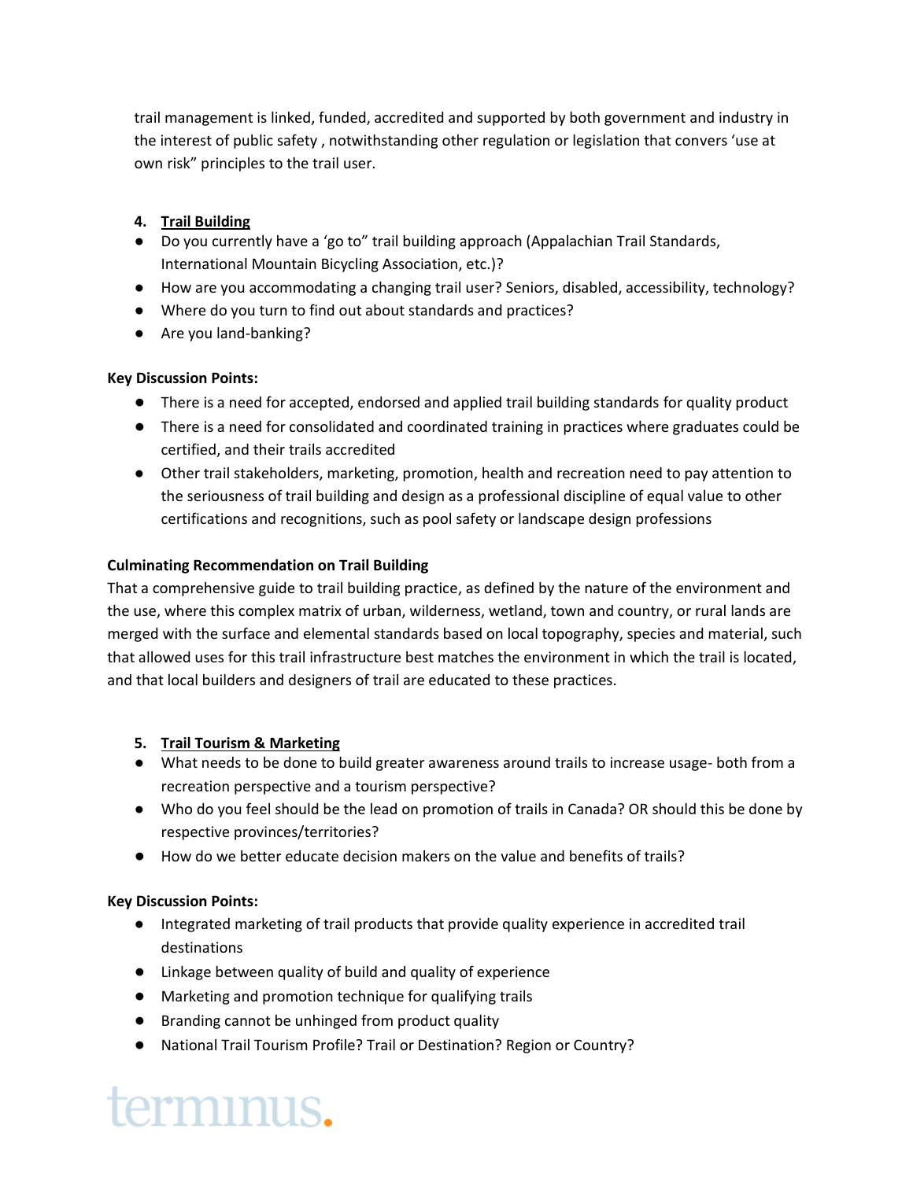trail management is linked, funded, accredited and supported by both government and industry in the interest of public safety , notwithstanding other regulation or legislation that convers 'use at own risk" principles to the trail user.

4. **Trail Building**

- Do you currently have a 'go to" trail building approach (Appalachian Trail Standards, International Mountain Bicycling Association, etc.)?
- How are you accommodating a changing trail user? Seniors, disabled, accessibility, technology?
- Where do you turn to find out about standards and practices?
- Are you land-banking?

**Key Discussion Points:**

- There is a need for accepted, endorsed and applied trail building standards for quality product
- There is a need for consolidated and coordinated training in practices where graduates could be certified, and their trails accredited
- Other trail stakeholders, marketing, promotion, health and recreation need to pay attention to the seriousness of trail building and design as a professional discipline of equal value to other certifications and recognitions, such as pool safety or landscape design professions

**Culminating Recommendation on Trail Building**

That a comprehensive guide to trail building practice, as defined by the nature of the environment and the use, where this complex matrix of urban, wilderness, wetland, town and country, or rural lands are merged with the surface and elemental standards based on local topography, species and material, such that allowed uses for this trail infrastructure best matches the environment in which the trail is located, and that local builders and designers of trail are educated to these practices.

5. **Trail Tourism & Marketing**

- What needs to be done to build greater awareness around trails to increase usage- both from a recreation perspective and a tourism perspective?
- Who do you feel should be the lead on promotion of trails in Canada? OR should this be done by respective provinces/territories?
- How do we better educate decision makers on the value and benefits of trails?

**Key Discussion Points:**

- Integrated marketing of trail products that provide quality experience in accredited trail destinations
- Linkage between quality of build and quality of experience
- Marketing and promotion technique for qualifying trails
- Branding cannot be unhinged from product quality
- National Trail Tourism Profile? Trail or Destination? Region or Country?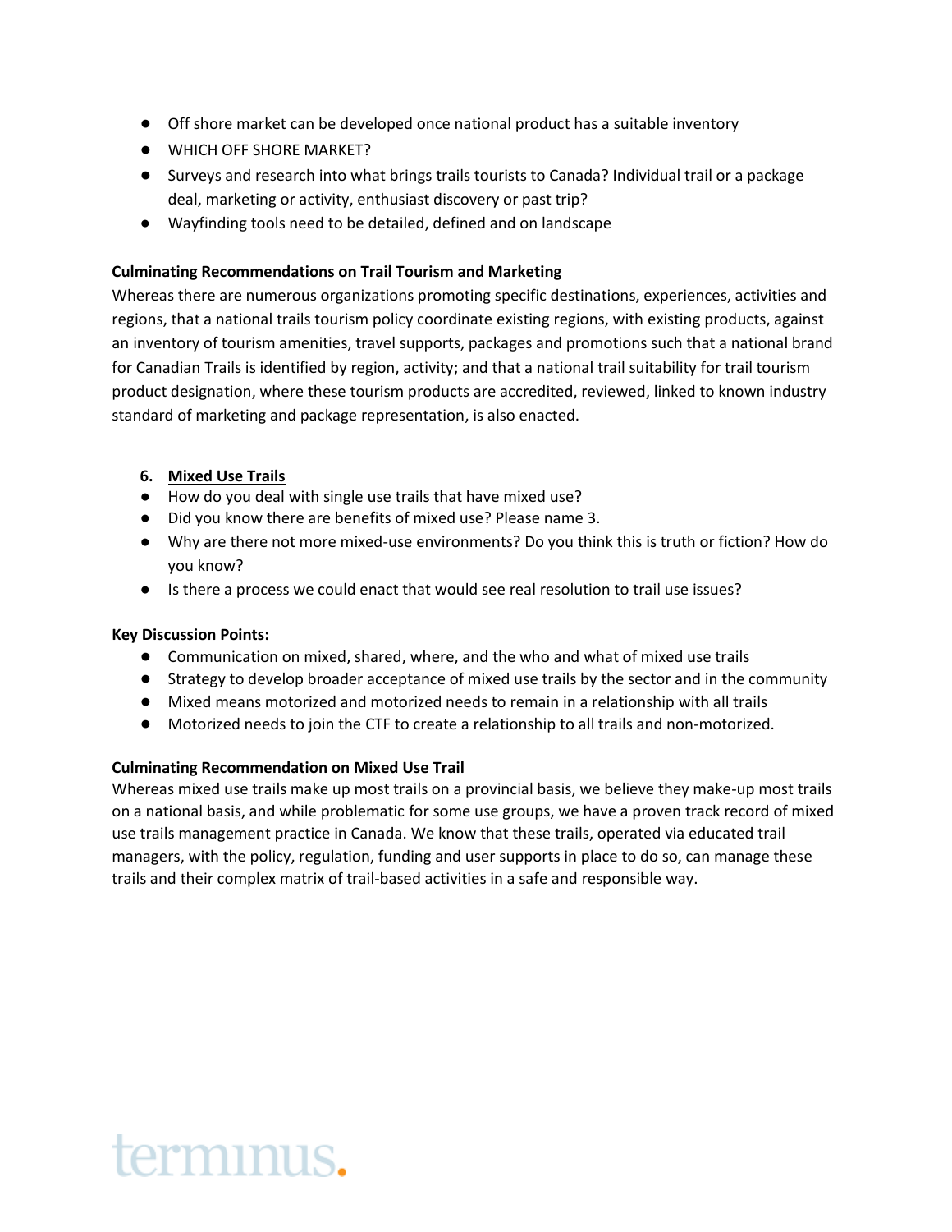- Off shore market can be developed once national product has a suitable inventory
- WHICH OFF SHORE MARKET?
- Surveys and research into what brings trails tourists to Canada? Individual trail or a package deal, marketing or activity, enthusiast discovery or past trip?
- Wayfinding tools need to be detailed, defined and on landscape

**Culminating Recommendations on Trail Tourism and Marketing**

Whereas there are numerous organizations promoting specific destinations, experiences, activities and regions, that a national trails tourism policy coordinate existing regions, with existing products, against an inventory of tourism amenities, travel supports, packages and promotions such that a national brand for Canadian Trails is identified by region, activity; and that a national trail suitability for trail tourism product designation, where these tourism products are accredited, reviewed, linked to known industry standard of marketing and package representation, is also enacted.

### 6. <u>Mixed Use Trails</u>

- How do you deal with single use trails that have mixed use?
- Did you know there are benefits of mixed use? Please name 3.
- Why are there not more mixed-use environments? Do you think this is truth or fiction? How do you know?
- Is there a process we could enact that would see real resolution to trail use issues?

**Key Discussion Points:**

- Communication on mixed, shared, where, and the who and what of mixed use trails
- Strategy to develop broader acceptance of mixed use trails by the sector and in the community
- Mixed means motorized and motorized needs to remain in a relationship with all trails
- Motorized needs to join the CTF to create a relationship to all trails and non-motorized.

**Culminating Recommendation on Mixed Use Trail**

Whereas mixed use trails make up most trails on a provincial basis, we believe they make-up most trails on a national basis, and while problematic for some use groups, we have a proven track record of mixed use trails management practice in Canada. We know that these trails, operated via educated trail managers, with the policy, regulation, funding and user supports in place to do so, can manage these trails and their complex matrix of trail-based activities in a safe and responsible way.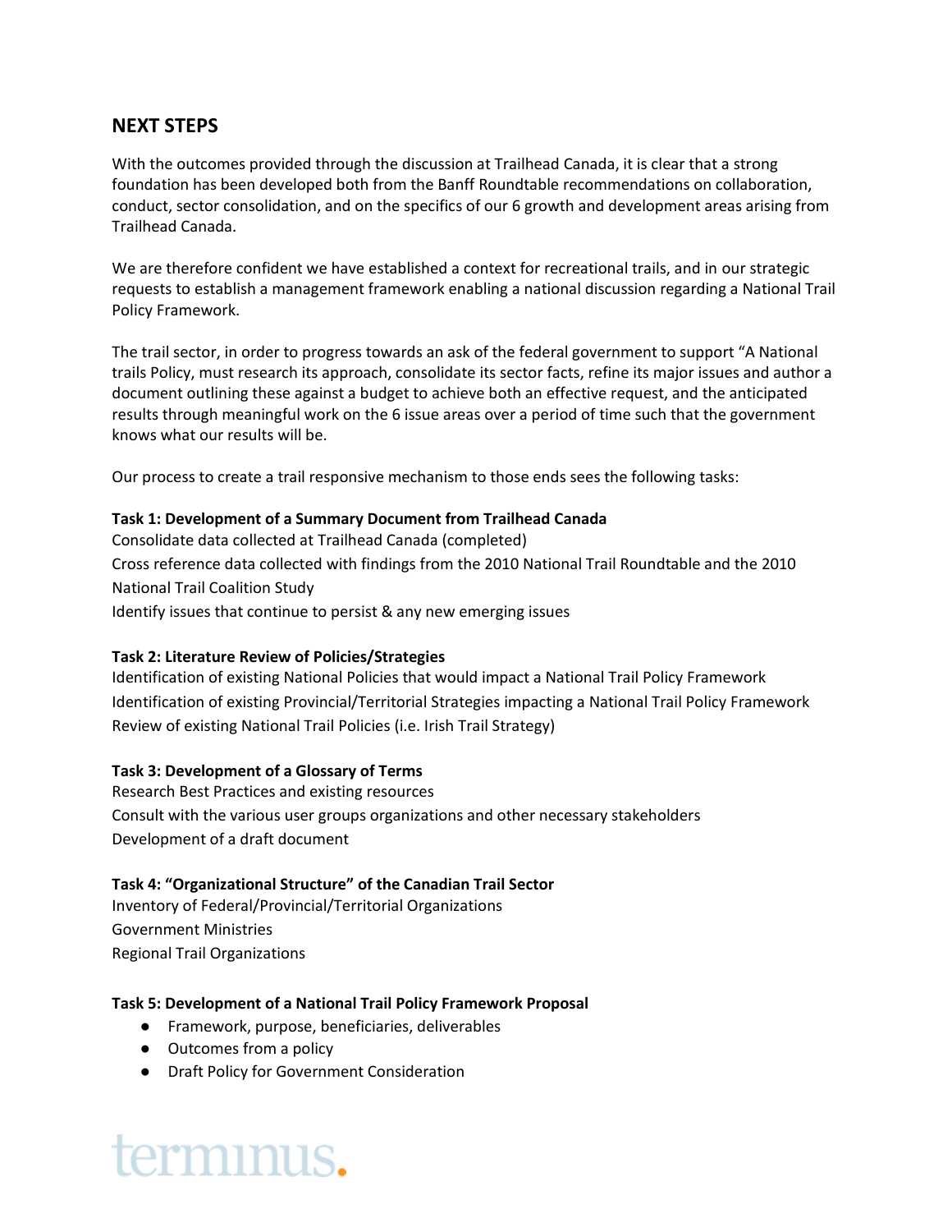## NEXT STEPS

With the outcomes provided through the discussion at Trailhead Canada, it is clear that a strong foundation has been developed both from the Banff Roundtable recommendations on collaboration, conduct, sector consolidation, and on the specifics of our 6 growth and development areas arising from Trailhead Canada.

We are therefore confident we have established a context for recreational trails, and in our strategic requests to establish a management framework enabling a national discussion regarding a National Trail Policy Framework.

The trail sector, in order to progress towards an ask of the federal government to support "A National trails Policy, must research its approach, consolidate its sector facts, refine its major issues and author a document outlining these against a budget to achieve both an effective request, and the anticipated results through meaningful work on the 6 issue areas over a period of time such that the government knows what our results will be.

Our process to create a trail responsive mechanism to those ends sees the following tasks:

**Task 1: Development of a Summary Document from Trailhead Canada**
Consolidate data collected at Trailhead Canada (completed)
Cross reference data collected with findings from the 2010 National Trail Roundtable and the 2010 National Trail Coalition Study
Identify issues that continue to persist & any new emerging issues

**Task 2: Literature Review of Policies/Strategies**
Identification of existing National Policies that would impact a National Trail Policy Framework
Identification of existing Provincial/Territorial Strategies impacting a National Trail Policy Framework
Review of existing National Trail Policies (i.e. Irish Trail Strategy)

**Task 3: Development of a Glossary of Terms**
Research Best Practices and existing resources
Consult with the various user groups organizations and other necessary stakeholders
Development of a draft document

**Task 4: "Organizational Structure" of the Canadian Trail Sector**
Inventory of Federal/Provincial/Territorial Organizations
Government Ministries
Regional Trail Organizations

**Task 5: Development of a National Trail Policy Framework Proposal**

- Framework, purpose, beneficiaries, deliverables
- Outcomes from a policy
- Draft Policy for Government Consideration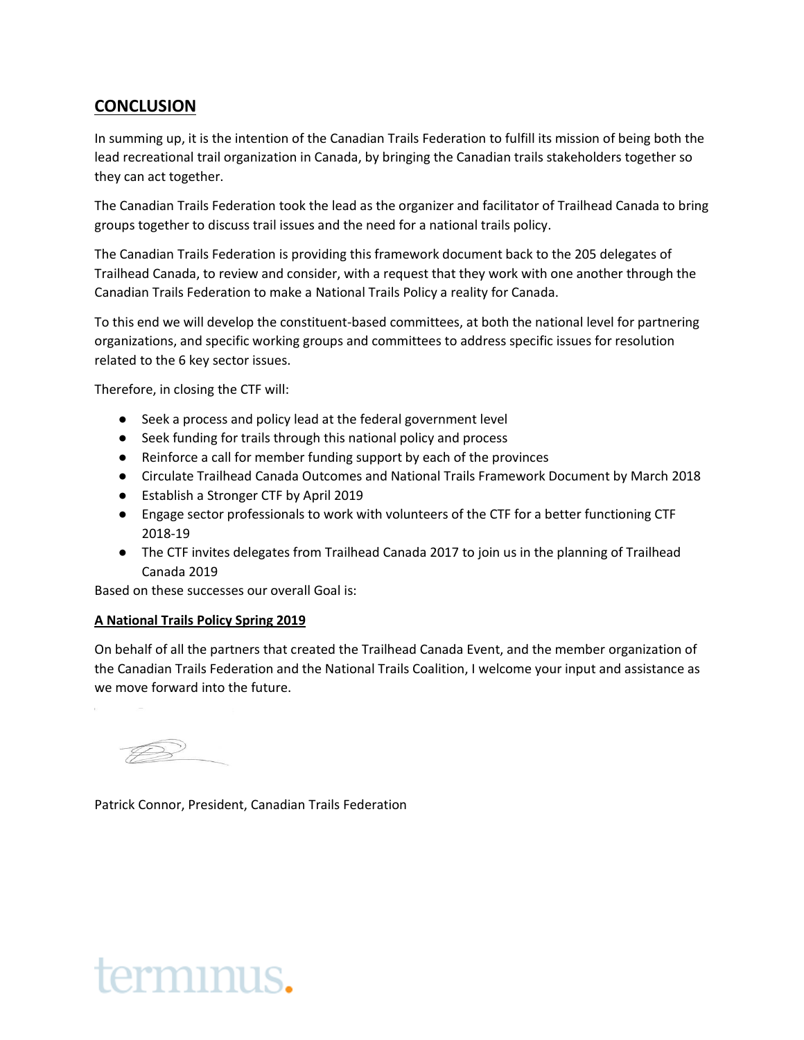## CONCLUSION

In summing up, it is the intention of the Canadian Trails Federation to fulfill its mission of being both the lead recreational trail organization in Canada, by bringing the Canadian trails stakeholders together so they can act together.

The Canadian Trails Federation took the lead as the organizer and facilitator of Trailhead Canada to bring groups together to discuss trail issues and the need for a national trails policy.

The Canadian Trails Federation is providing this framework document back to the 205 delegates of Trailhead Canada, to review and consider, with a request that they work with one another through the Canadian Trails Federation to make a National Trails Policy a reality for Canada.

To this end we will develop the constituent-based committees, at both the national level for partnering organizations, and specific working groups and committees to address specific issues for resolution related to the 6 key sector issues.

Therefore, in closing the CTF will:

- Seek a process and policy lead at the federal government level
- Seek funding for trails through this national policy and process
- Reinforce a call for member funding support by each of the provinces
- Circulate Trailhead Canada Outcomes and National Trails Framework Document by March 2018
- Establish a Stronger CTF by April 2019
- Engage sector professionals to work with volunteers of the CTF for a better functioning CTF 2018-19
- The CTF invites delegates from Trailhead Canada 2017 to join us in the planning of Trailhead Canada 2019

Based on these successes our overall Goal is:

**A National Trails Policy Spring 2019**

On behalf of all the partners that created the Trailhead Canada Event, and the member organization of the Canadian Trails Federation and the National Trails Coalition, I welcome your input and assistance as we move forward into the future.

Patrick Connor, President, Canadian Trails Federation

terminus.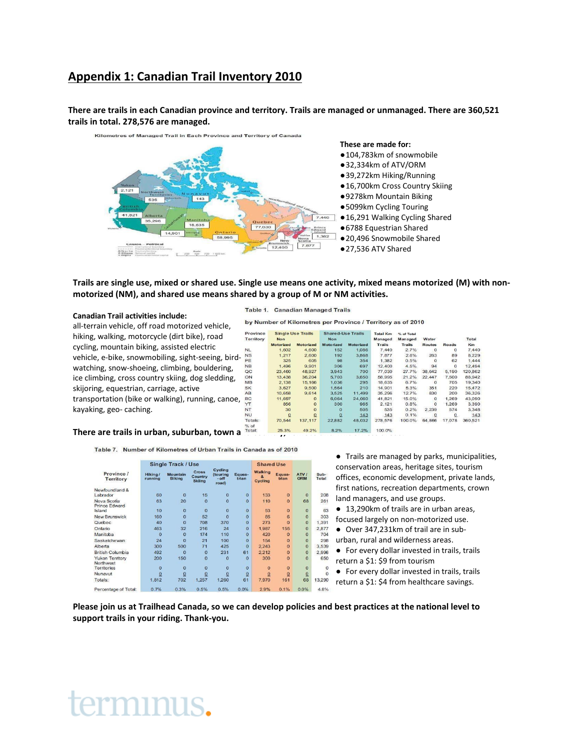## Appendix 1: Canadian Trail Inventory 2010

**There are trails in each Canadian province and territory. Trails are managed or unmanaged. There are 360,521 trails in total. 278,576 are managed.**

Kilometres of Managed Trail in Each Province and Territory of Canada

These are made for:

- 104,783km of snowmobile
- 32,334km of ATV/ORM
- 39,272km Hiking/Running
- 16,700km Cross Country Skiing
- 9278km Mountain Biking
- 5099km Cycling Touring
- 16,291 Walking Cycling Shared
- 6788 Equestrian Shared
- 20,496 Snowmobile Shared
- 27,536 ATV Shared

**Trails are single use, mixed or shared use. Single use means one activity, mixed means motorized (M) with non-motorized (NM), and shared use means shared by a group of M or NM activities.**

**Canadian Trail activities include:**
all-terrain vehicle, off road motorized vehicle, hiking, walking, motorcycle (dirt bike), road cycling, mountain biking, assisted electric vehicle, e-bike, snowmobiling, sight-seeing, bird-watching, snow-shoeing, climbing, bouldering, ice climbing, cross country skiing, dog sledding, skijoring, equestrian, carriage, active transportation (bike or walking), running, canoe, kayaking, geo- caching.

Table 1. Canadian Managed Trails

by Number of Kilometres per Province / Territory as of 2010

| Province Territory | Single Use Trails Non Motorized | Single Use Trails Motorized | Shared-Use Trails Non Motorized | Shared-Use Trails Motorized | Total Km Managed Trails | % of Total Managed Trails | Water Routes | Roads | Total Km |
|---|---|---|---|---|---|---|---|---|---|
| NL | 1,602 | 4,600 | 152 | 1,086 | 7,440 | 2.7% | 0 | 0 | 7,440 |
| NS | 1,217 | 2,600 | 192 | 3,868 | 7,877 | 2.8% | 263 | 89 | 8,229 |
| PE | 325 | 605 | 98 | 354 | 1,382 | 0.5% | 0 | 62 | 1,444 |
| NB | 1,496 | 9,901 | 306 | 697 | 12,400 | 4.5% | 94 | 0 | 12,494 |
| QC | 23,460 | 48,927 | 3,943 | 700 | 77,030 | 27.7% | 38,642 | 5,190 | 120,862 |
| ON | 13,438 | 36,204 | 5,703 | 3,650 | 58,995 | 21.2% | 22,447 | 7,500 | 88,942 |
| MB | 2,138 | 15,166 | 1,036 | 295 | 18,635 | 6.7% | 0 | 705 | 19,340 |
| SK | 3,627 | 9,500 | 1,564 | 210 | 14,901 | 5.3% | 351 | 220 | 15,472 |
| AB | 10,658 | 9,614 | 3,525 | 11,499 | 35,296 | 12.7% | 830 | 200 | 36,326 |
| BC | 11,697 | 0 | 6,064 | 24,060 | 41,821 | 15.0% | 0 | 1,269 | 43,090 |
| YT | 856 | 0 | 300 | 965 | 2,121 | 0.8% | 0 | 1,269 | 3,390 |
| NT | 30 | 0 | 0 | 505 | 535 | 0.2% | 2,239 | 574 | 3,348 |
| NU | 0 | 0 | 0 | 143 | 143 | 0.1% | 0 | 0 | 143 |
| Totals: | 70,544 | 137,117 | 22,882 | 48,032 | 278,576 | 100.0% | 64,866 | 17,078 | 360,521 |
| % of Total: | 25.3% | 49.2% | 8.2% | 17.2% | 100.0% | | | | |

**There are trails in urban, suburban, town a**

Table 7. Number of Kilometres of Urban Trails in Canada as of 2010

| Province / Territory | Single Track / Use: Hiking / running | Mountain Biking | Cross Country Skiing | Cycling (touring - off road) | Equestrian | Shared Use: Walking & Cycling | Equestrian | ATV / ORM | Sub-Total |
|---|---|---|---|---|---|---|---|---|---|
| Newfoundland & Labrador | 60 | 0 | 15 | 0 | 0 | 133 | 0 | 0 | 208 |
| Nova Scotia | 63 | 20 | 0 | 0 | 0 | 110 | 0 | 68 | 261 |
| Prince Edward Island | 10 | 0 | 0 | 0 | 0 | 53 | 0 | 0 | 63 |
| New Brunswick | 160 | 0 | 52 | 0 | 0 | 85 | 6 | 0 | 303 |
| Quebec | 40 | 0 | 708 | 370 | 0 | 273 | 0 | 0 | 1,391 |
| Ontario | 463 | 32 | 216 | 24 | 0 | 1,987 | 155 | 0 | 2,877 |
| Manitoba | 0 | 0 | 174 | 110 | 0 | 420 | 0 | 0 | 704 |
| Saskatchewan | 24 | 0 | 21 | 100 | 0 | 154 | 0 | 0 | 298 |
| Alberta | 300 | 500 | 71 | 425 | 0 | 2,243 | 0 | 0 | 3,539 |
| British Columbia | 492 | 0 | 0 | 231 | 61 | 2,212 | 0 | 0 | 2,996 |
| Yukon Territory | 200 | 150 | 0 | 0 | 0 | 300 | 0 | 0 | 650 |
| Northwest Territories | 0 | 0 | 0 | 0 | 0 | 0 | 0 | 0 | 0 |
| Nunavut | 0 | 0 | 0 | 0 | 0 | 0 | 0 | 0 | 0 |
| Totals: | 1,812 | 702 | 1,257 | 1,260 | 61 | 7,970 | 161 | 68 | 13,290 |
| Percentage of Total: | 0.7% | 0.3% | 0.5% | 0.5% | 0.0% | 2.9% | 0.1% | 0.0% | 4.8% |

- Trails are managed by parks, municipalities, conservation areas, heritage sites, tourism offices, economic development, private lands, first nations, recreation departments, crown land managers, and use groups.
- 13,290km of trails are in urban areas, focused largely on non-motorized use.
- Over 347,231km of trail are in sub-urban, rural and wilderness areas.
- For every dollar invested in trails, trails return a \$1: \$9 from tourism
- For every dollar invested in trails, trails return a \$1: \$4 from healthcare savings.

**Please join us at Trailhead Canada, so we can develop policies and best practices at the national level to support trails in your riding. Thank-you.**

terminus.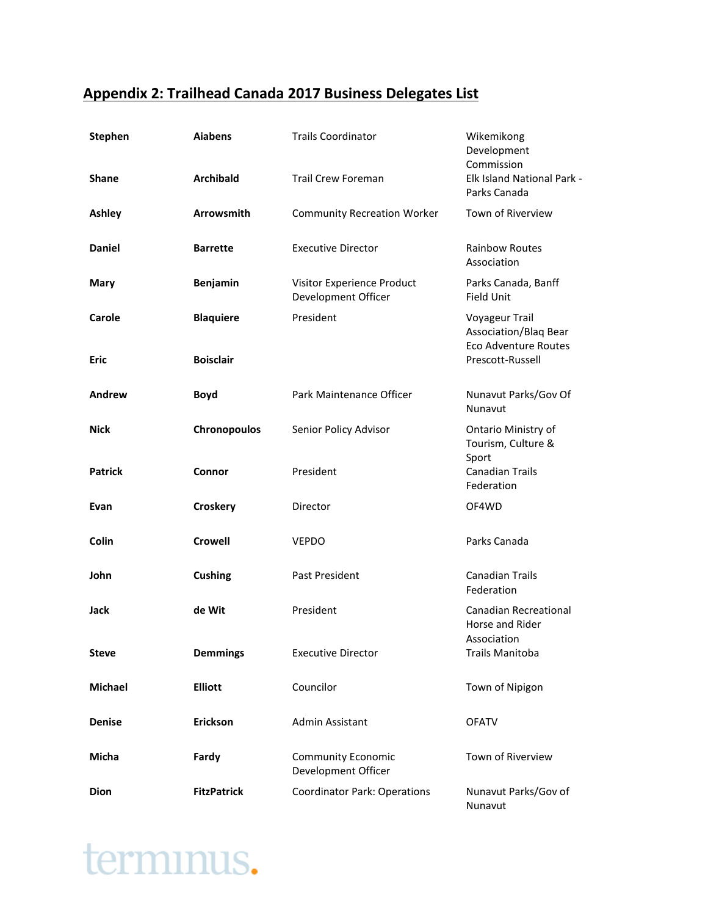## Appendix 2: Trailhead Canada 2017 Business Delegates List

| | | | |
|---|---|---|---|
| **Stephen** | **Aiabens** | Trails Coordinator | Wikemikong Development Commission |
| **Shane** | **Archibald** | Trail Crew Foreman | Elk Island National Park - Parks Canada |
| **Ashley** | **Arrowsmith** | Community Recreation Worker | Town of Riverview |
| **Daniel** | **Barrette** | Executive Director | Rainbow Routes Association |
| **Mary** | **Benjamin** | Visitor Experience Product Development Officer | Parks Canada, Banff Field Unit |
| **Carole** | **Blaquiere** | President | Voyageur Trail Association/Blaq Bear Eco Adventure Routes |
| **Eric** | **Boisclair** | | Prescott-Russell |
| **Andrew** | **Boyd** | Park Maintenance Officer | Nunavut Parks/Gov Of Nunavut |
| **Nick** | **Chronopoulos** | Senior Policy Advisor | Ontario Ministry of Tourism, Culture & Sport |
| **Patrick** | **Connor** | President | Canadian Trails Federation |
| **Evan** | **Croskery** | Director | OF4WD |
| **Colin** | **Crowell** | VEPDO | Parks Canada |
| **John** | **Cushing** | Past President | Canadian Trails Federation |
| **Jack** | **de Wit** | President | Canadian Recreational Horse and Rider Association |
| **Steve** | **Demmings** | Executive Director | Trails Manitoba |
| **Michael** | **Elliott** | Councilor | Town of Nipigon |
| **Denise** | **Erickson** | Admin Assistant | OFATV |
| **Micha** | **Fardy** | Community Economic Development Officer | Town of Riverview |
| **Dion** | **FitzPatrick** | Coordinator Park: Operations | Nunavut Parks/Gov of Nunavut |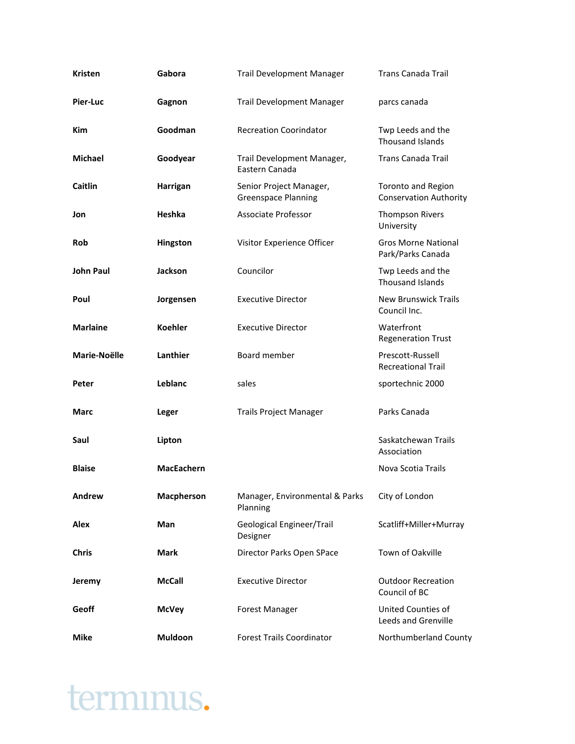| | | | |
|---|---|---|---|
| **Kristen** | **Gabora** | Trail Development Manager | Trans Canada Trail |
| **Pier-Luc** | **Gagnon** | Trail Development Manager | parcs canada |
| **Kim** | **Goodman** | Recreation Coorindator | Twp Leeds and the Thousand Islands |
| **Michael** | **Goodyear** | Trail Development Manager, Eastern Canada | Trans Canada Trail |
| **Caitlin** | **Harrigan** | Senior Project Manager, Greenspace Planning | Toronto and Region Conservation Authority |
| **Jon** | **Heshka** | Associate Professor | Thompson Rivers University |
| **Rob** | **Hingston** | Visitor Experience Officer | Gros Morne National Park/Parks Canada |
| **John Paul** | **Jackson** | Councilor | Twp Leeds and the Thousand Islands |
| **Poul** | **Jorgensen** | Executive Director | New Brunswick Trails Council Inc. |
| **Marlaine** | **Koehler** | Executive Director | Waterfront Regeneration Trust |
| **Marie-Noëlle** | **Lanthier** | Board member | Prescott-Russell Recreational Trail |
| **Peter** | **Leblanc** | sales | sportechnic 2000 |
| **Marc** | **Leger** | Trails Project Manager | Parks Canada |
| **Saul** | **Lipton** | | Saskatchewan Trails Association |
| **Blaise** | **MacEachern** | | Nova Scotia Trails |
| **Andrew** | **Macpherson** | Manager, Environmental & Parks Planning | City of London |
| **Alex** | **Man** | Geological Engineer/Trail Designer | Scatliff+Miller+Murray |
| **Chris** | **Mark** | Director Parks Open SPace | Town of Oakville |
| **Jeremy** | **McCall** | Executive Director | Outdoor Recreation Council of BC |
| **Geoff** | **McVey** | Forest Manager | United Counties of Leeds and Grenville |
| **Mike** | **Muldoon** | Forest Trails Coordinator | Northumberland County |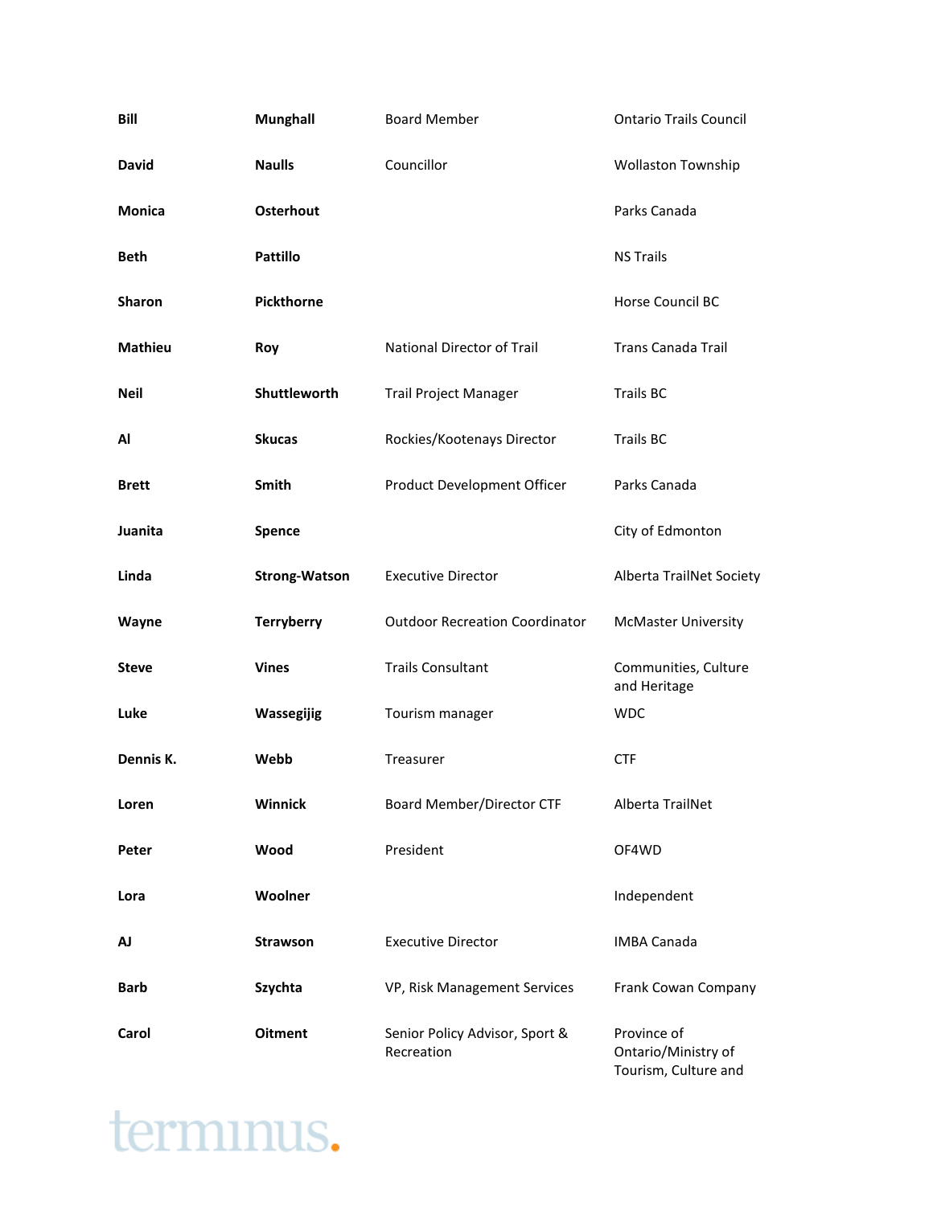| | | | |
|---|---|---|---|
| **Bill** | **Munghall** | Board Member | Ontario Trails Council |
| **David** | **Naulls** | Councillor | Wollaston Township |
| **Monica** | **Osterhout** | | Parks Canada |
| **Beth** | **Pattillo** | | NS Trails |
| **Sharon** | **Pickthorne** | | Horse Council BC |
| **Mathieu** | **Roy** | National Director of Trail | Trans Canada Trail |
| **Neil** | **Shuttleworth** | Trail Project Manager | Trails BC |
| **Al** | **Skucas** | Rockies/Kootenays Director | Trails BC |
| **Brett** | **Smith** | Product Development Officer | Parks Canada |
| **Juanita** | **Spence** | | City of Edmonton |
| **Linda** | **Strong-Watson** | Executive Director | Alberta TrailNet Society |
| **Wayne** | **Terryberry** | Outdoor Recreation Coordinator | McMaster University |
| **Steve** | **Vines** | Trails Consultant | Communities, Culture and Heritage |
| **Luke** | **Wassegijig** | Tourism manager | WDC |
| **Dennis K.** | **Webb** | Treasurer | CTF |
| **Loren** | **Winnick** | Board Member/Director CTF | Alberta TrailNet |
| **Peter** | **Wood** | President | OF4WD |
| **Lora** | **Woolner** | | Independent |
| **AJ** | **Strawson** | Executive Director | IMBA Canada |
| **Barb** | **Szychta** | VP, Risk Management Services | Frank Cowan Company |
| **Carol** | **Oitment** | Senior Policy Advisor, Sport & Recreation | Province of Ontario/Ministry of Tourism, Culture and |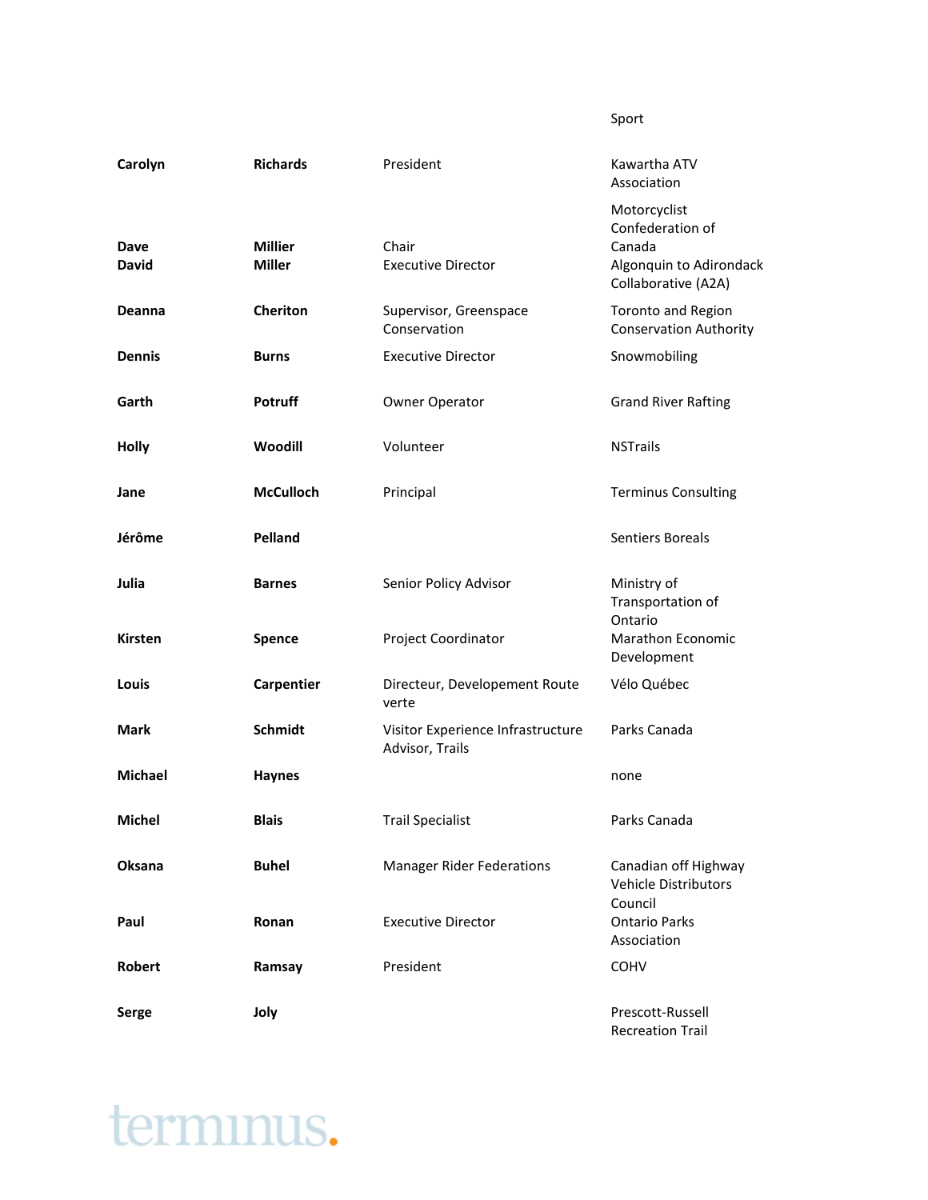| | | | Sport |
|---|---|---|---|
| **Carolyn** | **Richards** | President | Kawartha ATV Association |
| **Dave** | **Millier** | Chair | Motorcyclist Confederation of Canada |
| **David** | **Miller** | Executive Director | Algonquin to Adirondack Collaborative (A2A) |
| **Deanna** | **Cheriton** | Supervisor, Greenspace Conservation | Toronto and Region Conservation Authority |
| **Dennis** | **Burns** | Executive Director | Snowmobiling |
| **Garth** | **Potruff** | Owner Operator | Grand River Rafting |
| **Holly** | **Woodill** | Volunteer | NSTrails |
| **Jane** | **McCulloch** | Principal | Terminus Consulting |
| **Jérôme** | **Pelland** | | Sentiers Boreals |
| **Julia** | **Barnes** | Senior Policy Advisor | Ministry of Transportation of Ontario |
| **Kirsten** | **Spence** | Project Coordinator | Marathon Economic Development |
| **Louis** | **Carpentier** | Directeur, Developement Route verte | Vélo Québec |
| **Mark** | **Schmidt** | Visitor Experience Infrastructure Advisor, Trails | Parks Canada |
| **Michael** | **Haynes** | | none |
| **Michel** | **Blais** | Trail Specialist | Parks Canada |
| **Oksana** | **Buhel** | Manager Rider Federations | Canadian off Highway Vehicle Distributors Council |
| **Paul** | **Ronan** | Executive Director | Ontario Parks Association |
| **Robert** | **Ramsay** | President | COHV |
| **Serge** | **Joly** | | Prescott-Russell Recreation Trail |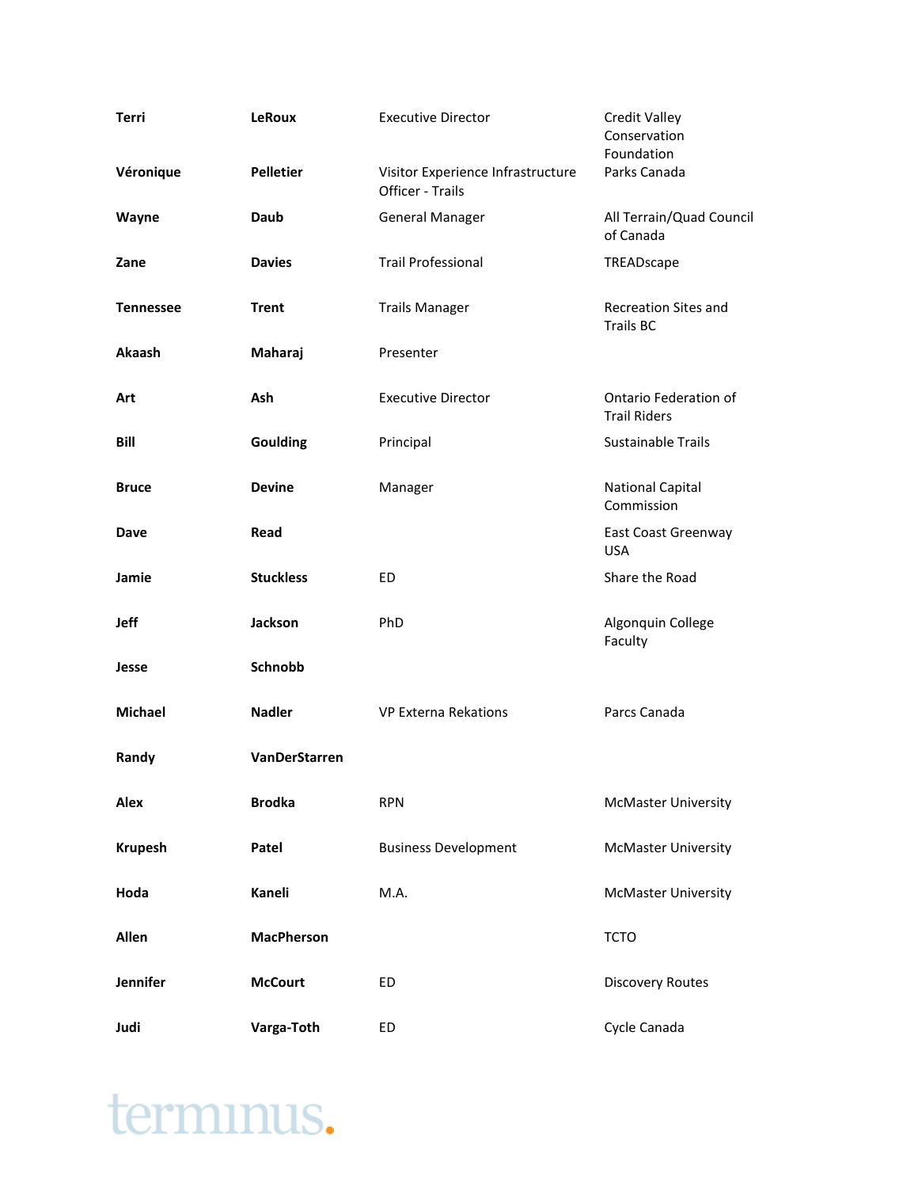| | | | |
|---|---|---|---|
| **Terri** | **LeRoux** | Executive Director | Credit Valley Conservation Foundation |
| **Véronique** | **Pelletier** | Visitor Experience Infrastructure Officer - Trails | Parks Canada |
| **Wayne** | **Daub** | General Manager | All Terrain/Quad Council of Canada |
| **Zane** | **Davies** | Trail Professional | TREADscape |
| **Tennessee** | **Trent** | Trails Manager | Recreation Sites and Trails BC |
| **Akaash** | **Maharaj** | Presenter | |
| **Art** | **Ash** | Executive Director | Ontario Federation of Trail Riders |
| **Bill** | **Goulding** | Principal | Sustainable Trails |
| **Bruce** | **Devine** | Manager | National Capital Commission |
| **Dave** | **Read** | | East Coast Greenway USA |
| **Jamie** | **Stuckless** | ED | Share the Road |
| **Jeff** | **Jackson** | PhD | Algonquin College Faculty |
| **Jesse** | **Schnobb** | | |
| **Michael** | **Nadler** | VP Externa Rekations | Parcs Canada |
| **Randy** | **VanDerStarren** | | |
| **Alex** | **Brodka** | RPN | McMaster University |
| **Krupesh** | **Patel** | Business Development | McMaster University |
| **Hoda** | **Kaneli** | M.A. | McMaster University |
| **Allen** | **MacPherson** | | TCTO |
| **Jennifer** | **McCourt** | ED | Discovery Routes |
| **Judi** | **Varga-Toth** | ED | Cycle Canada |

terminus.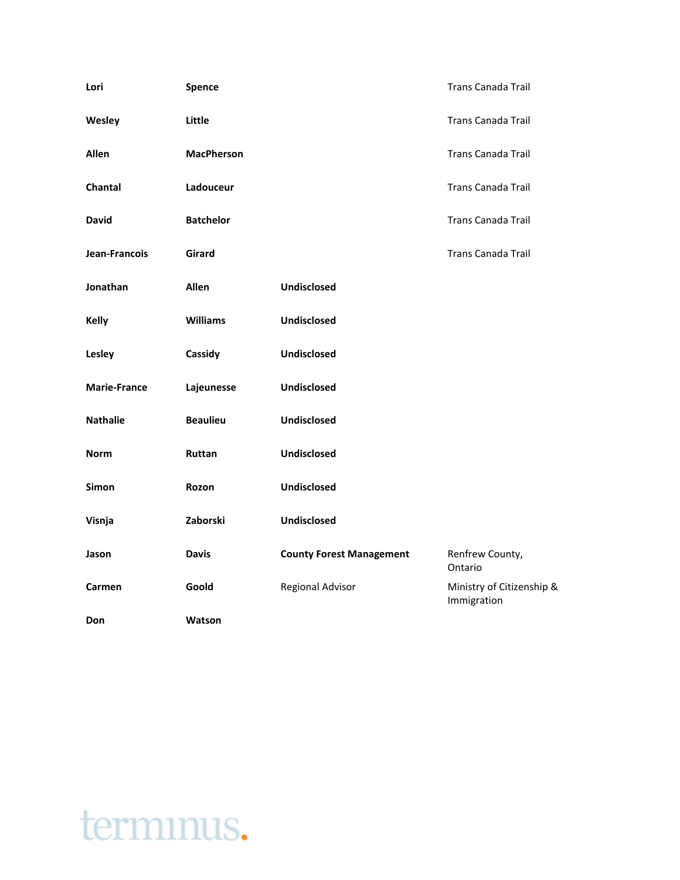| | | | |
|---|---|---|---|
| **Lori** | **Spence** | | Trans Canada Trail |
| **Wesley** | **Little** | | Trans Canada Trail |
| **Allen** | **MacPherson** | | Trans Canada Trail |
| **Chantal** | **Ladouceur** | | Trans Canada Trail |
| **David** | **Batchelor** | | Trans Canada Trail |
| **Jean-Francois** | **Girard** | | Trans Canada Trail |
| **Jonathan** | **Allen** | **Undisclosed** | |
| **Kelly** | **Williams** | **Undisclosed** | |
| **Lesley** | **Cassidy** | **Undisclosed** | |
| **Marie-France** | **Lajeunesse** | **Undisclosed** | |
| **Nathalie** | **Beaulieu** | **Undisclosed** | |
| **Norm** | **Ruttan** | **Undisclosed** | |
| **Simon** | **Rozon** | **Undisclosed** | |
| **Visnja** | **Zaborski** | **Undisclosed** | |
| **Jason** | **Davis** | **County Forest Management** | Renfrew County, Ontario |
| **Carmen** | **Goold** | Regional Advisor | Ministry of Citizenship & Immigration |
| **Don** | **Watson** | | |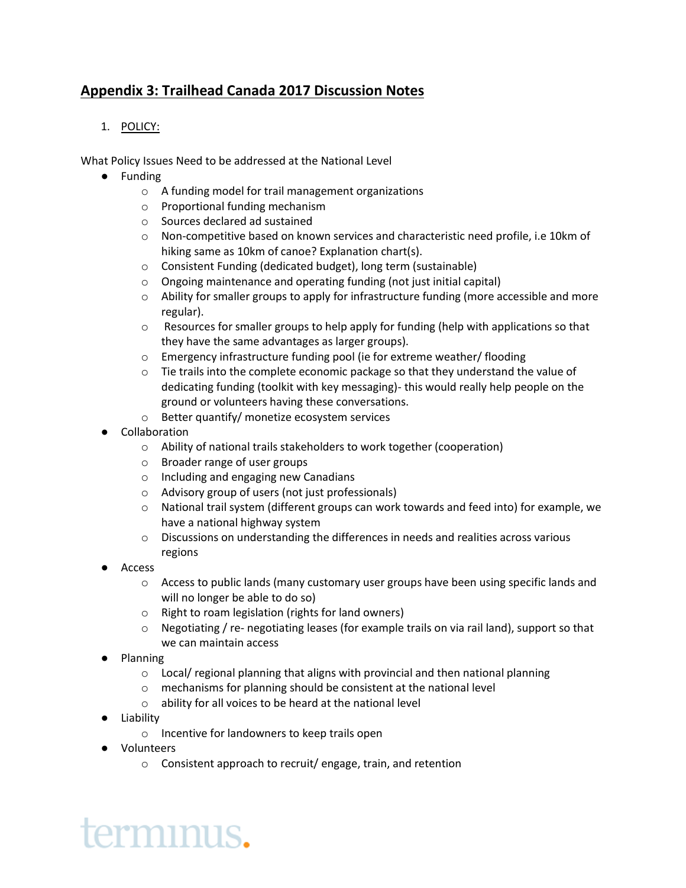## Appendix 3: Trailhead Canada 2017 Discussion Notes

1. POLICY:

What Policy Issues Need to be addressed at the National Level

- Funding
    - A funding model for trail management organizations
    - Proportional funding mechanism
    - Sources declared ad sustained
    - Non-competitive based on known services and characteristic need profile, i.e 10km of hiking same as 10km of canoe? Explanation chart(s).
    - Consistent Funding (dedicated budget), long term (sustainable)
    - Ongoing maintenance and operating funding (not just initial capital)
    - Ability for smaller groups to apply for infrastructure funding (more accessible and more regular).
    - Resources for smaller groups to help apply for funding (help with applications so that they have the same advantages as larger groups).
    - Emergency infrastructure funding pool (ie for extreme weather/ flooding
    - Tie trails into the complete economic package so that they understand the value of dedicating funding (toolkit with key messaging)- this would really help people on the ground or volunteers having these conversations.
    - Better quantify/ monetize ecosystem services
- Collaboration
    - Ability of national trails stakeholders to work together (cooperation)
    - Broader range of user groups
    - Including and engaging new Canadians
    - Advisory group of users (not just professionals)
    - National trail system (different groups can work towards and feed into) for example, we have a national highway system
    - Discussions on understanding the differences in needs and realities across various regions
- Access
    - Access to public lands (many customary user groups have been using specific lands and will no longer be able to do so)
    - Right to roam legislation (rights for land owners)
    - Negotiating / re- negotiating leases (for example trails on via rail land), support so that we can maintain access
- Planning
    - Local/ regional planning that aligns with provincial and then national planning
    - mechanisms for planning should be consistent at the national level
    - ability for all voices to be heard at the national level
- Liability
    - Incentive for landowners to keep trails open
- Volunteers
    - Consistent approach to recruit/ engage, train, and retention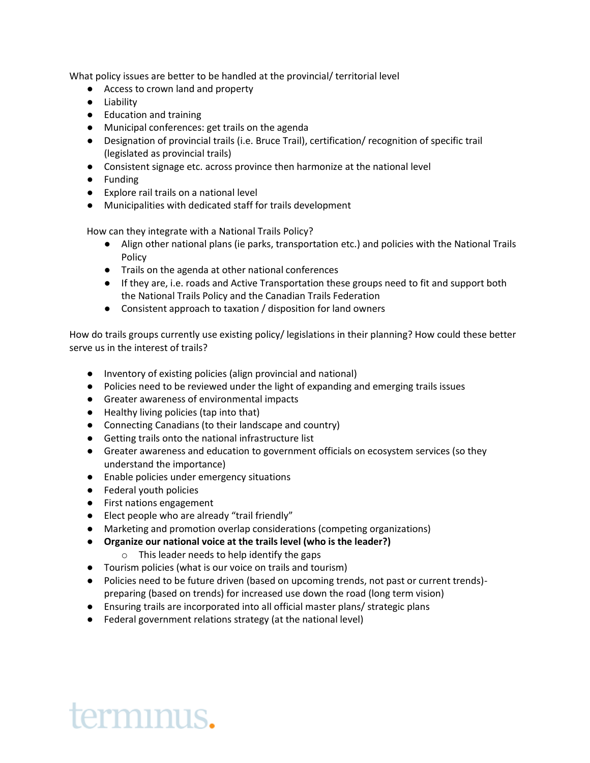What policy issues are better to be handled at the provincial/ territorial level

- Access to crown land and property
- Liability
- Education and training
- Municipal conferences: get trails on the agenda
- Designation of provincial trails (i.e. Bruce Trail), certification/ recognition of specific trail (legislated as provincial trails)
- Consistent signage etc. across province then harmonize at the national level
- Funding
- Explore rail trails on a national level
- Municipalities with dedicated staff for trails development

How can they integrate with a National Trails Policy?

- Align other national plans (ie parks, transportation etc.) and policies with the National Trails Policy
- Trails on the agenda at other national conferences
- If they are, i.e. roads and Active Transportation these groups need to fit and support both the National Trails Policy and the Canadian Trails Federation
- Consistent approach to taxation / disposition for land owners

How do trails groups currently use existing policy/ legislations in their planning? How could these better serve us in the interest of trails?

- Inventory of existing policies (align provincial and national)
- Policies need to be reviewed under the light of expanding and emerging trails issues
- Greater awareness of environmental impacts
- Healthy living policies (tap into that)
- Connecting Canadians (to their landscape and country)
- Getting trails onto the national infrastructure list
- Greater awareness and education to government officials on ecosystem services (so they understand the importance)
- Enable policies under emergency situations
- Federal youth policies
- First nations engagement
- Elect people who are already "trail friendly"
- Marketing and promotion overlap considerations (competing organizations)
- **Organize our national voice at the trails level (who is the leader?)**
  - This leader needs to help identify the gaps
- Tourism policies (what is our voice on trails and tourism)
- Policies need to be future driven (based on upcoming trends, not past or current trends)- preparing (based on trends) for increased use down the road (long term vision)
- Ensuring trails are incorporated into all official master plans/ strategic plans
- Federal government relations strategy (at the national level)

terminus.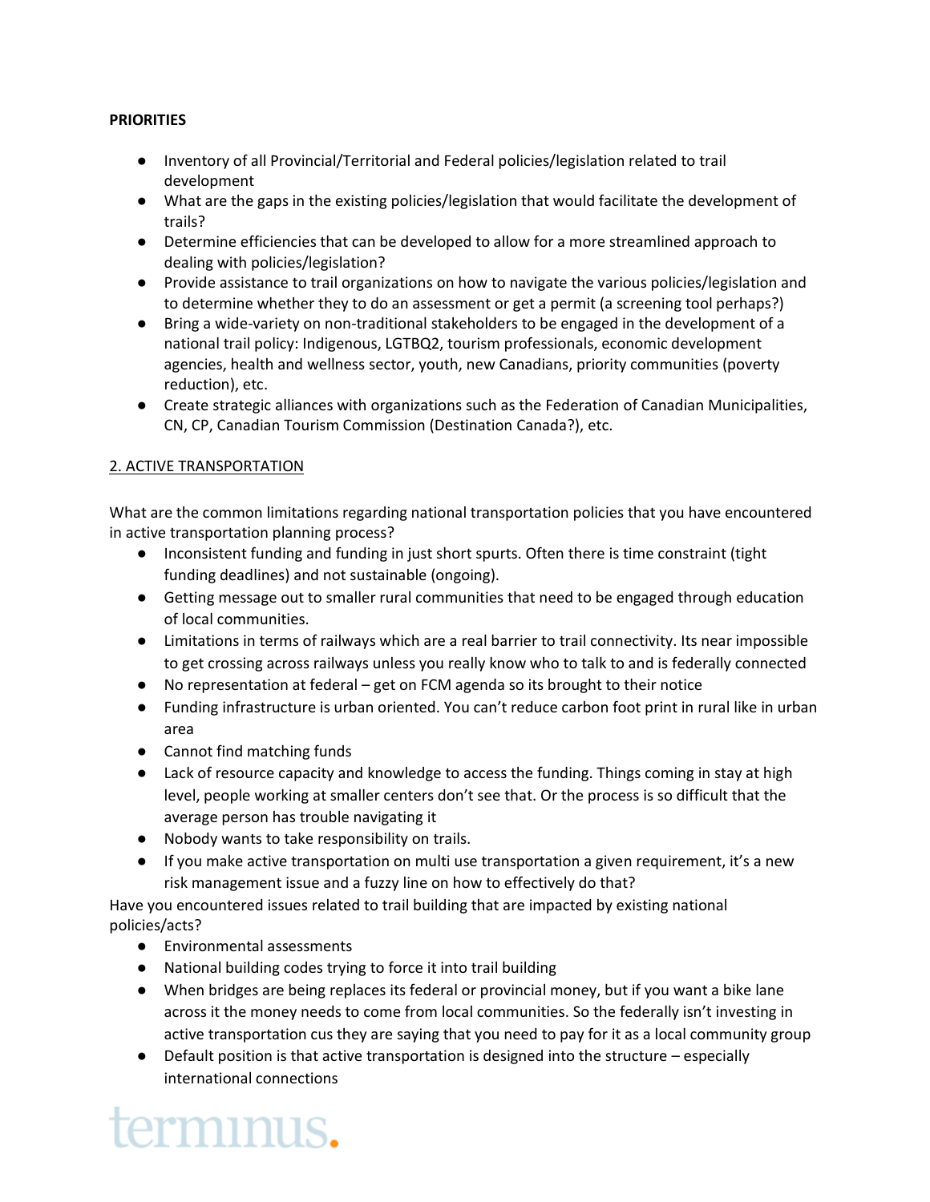**PRIORITIES**

- Inventory of all Provincial/Territorial and Federal policies/legislation related to trail development
- What are the gaps in the existing policies/legislation that would facilitate the development of trails?
- Determine efficiencies that can be developed to allow for a more streamlined approach to dealing with policies/legislation?
- Provide assistance to trail organizations on how to navigate the various policies/legislation and to determine whether they to do an assessment or get a permit (a screening tool perhaps?)
- Bring a wide-variety on non-traditional stakeholders to be engaged in the development of a national trail policy: Indigenous, LGTBQ2, tourism professionals, economic development agencies, health and wellness sector, youth, new Canadians, priority communities (poverty reduction), etc.
- Create strategic alliances with organizations such as the Federation of Canadian Municipalities, CN, CP, Canadian Tourism Commission (Destination Canada?), etc.

2. ACTIVE TRANSPORTATION

What are the common limitations regarding national transportation policies that you have encountered in active transportation planning process?

- Inconsistent funding and funding in just short spurts. Often there is time constraint (tight funding deadlines) and not sustainable (ongoing).
- Getting message out to smaller rural communities that need to be engaged through education of local communities.
- Limitations in terms of railways which are a real barrier to trail connectivity. Its near impossible to get crossing across railways unless you really know who to talk to and is federally connected
- No representation at federal – get on FCM agenda so its brought to their notice
- Funding infrastructure is urban oriented. You can't reduce carbon foot print in rural like in urban area
- Cannot find matching funds
- Lack of resource capacity and knowledge to access the funding. Things coming in stay at high level, people working at smaller centers don't see that. Or the process is so difficult that the average person has trouble navigating it
- Nobody wants to take responsibility on trails.
- If you make active transportation on multi use transportation a given requirement, it's a new risk management issue and a fuzzy line on how to effectively do that?

Have you encountered issues related to trail building that are impacted by existing national policies/acts?

- Environmental assessments
- National building codes trying to force it into trail building
- When bridges are being replaces its federal or provincial money, but if you want a bike lane across it the money needs to come from local communities. So the federally isn't investing in active transportation cus they are saying that you need to pay for it as a local community group
- Default position is that active transportation is designed into the structure – especially international connections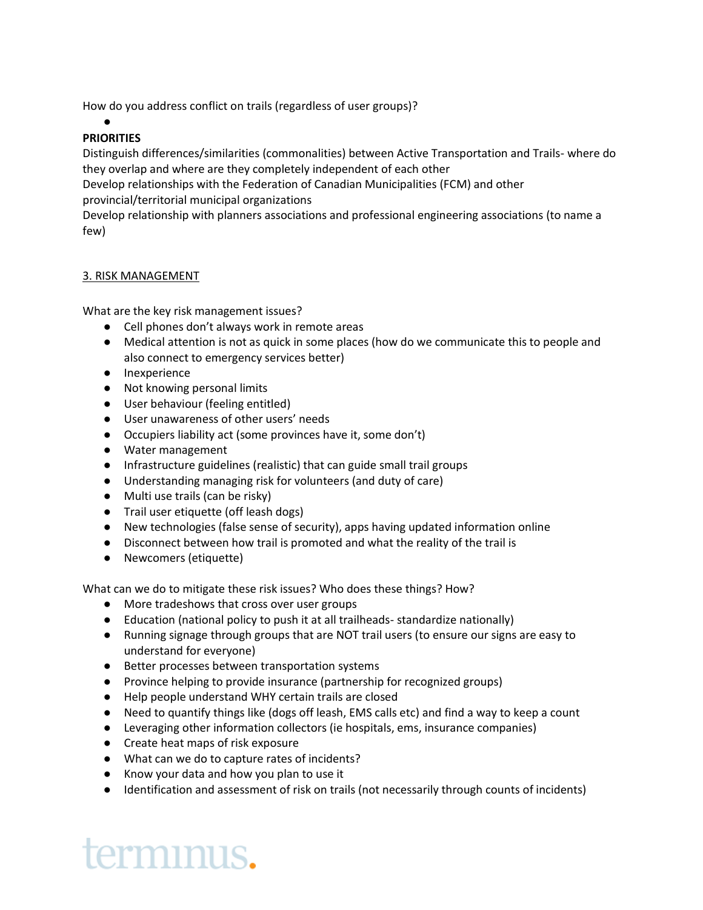How do you address conflict on trails (regardless of user groups)?

- 

**PRIORITIES**

Distinguish differences/similarities (commonalities) between Active Transportation and Trails- where do they overlap and where are they completely independent of each other

Develop relationships with the Federation of Canadian Municipalities (FCM) and other provincial/territorial municipal organizations

Develop relationship with planners associations and professional engineering associations (to name a few)

<u>3. RISK MANAGEMENT</u>

What are the key risk management issues?

- Cell phones don't always work in remote areas
- Medical attention is not as quick in some places (how do we communicate this to people and also connect to emergency services better)
- Inexperience
- Not knowing personal limits
- User behaviour (feeling entitled)
- User unawareness of other users' needs
- Occupiers liability act (some provinces have it, some don't)
- Water management
- Infrastructure guidelines (realistic) that can guide small trail groups
- Understanding managing risk for volunteers (and duty of care)
- Multi use trails (can be risky)
- Trail user etiquette (off leash dogs)
- New technologies (false sense of security), apps having updated information online
- Disconnect between how trail is promoted and what the reality of the trail is
- Newcomers (etiquette)

What can we do to mitigate these risk issues? Who does these things? How?

- More tradeshows that cross over user groups
- Education (national policy to push it at all trailheads- standardize nationally)
- Running signage through groups that are NOT trail users (to ensure our signs are easy to understand for everyone)
- Better processes between transportation systems
- Province helping to provide insurance (partnership for recognized groups)
- Help people understand WHY certain trails are closed
- Need to quantify things like (dogs off leash, EMS calls etc) and find a way to keep a count
- Leveraging other information collectors (ie hospitals, ems, insurance companies)
- Create heat maps of risk exposure
- What can we do to capture rates of incidents?
- Know your data and how you plan to use it
- Identification and assessment of risk on trails (not necessarily through counts of incidents)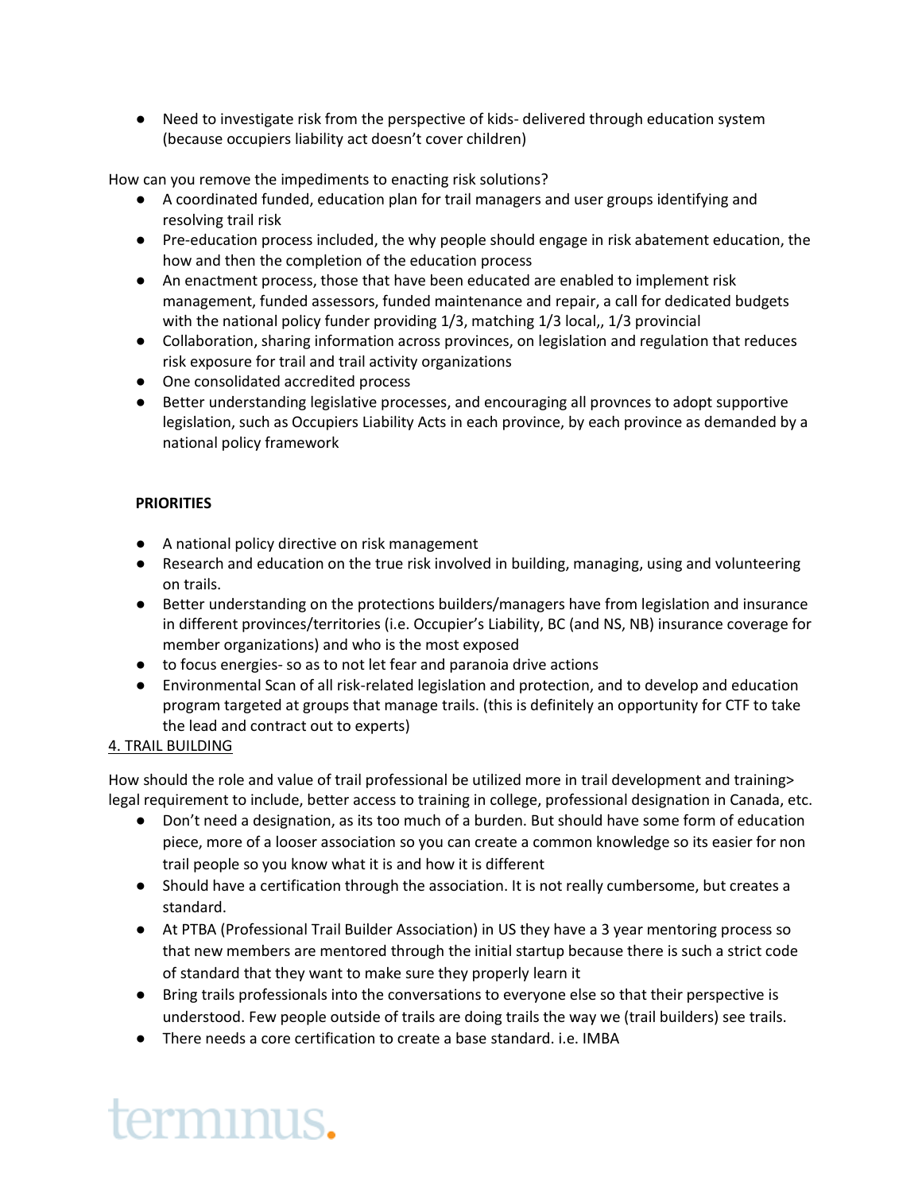- Need to investigate risk from the perspective of kids- delivered through education system (because occupiers liability act doesn't cover children)

How can you remove the impediments to enacting risk solutions?

- A coordinated funded, education plan for trail managers and user groups identifying and resolving trail risk
- Pre-education process included, the why people should engage in risk abatement education, the how and then the completion of the education process
- An enactment process, those that have been educated are enabled to implement risk management, funded assessors, funded maintenance and repair, a call for dedicated budgets with the national policy funder providing 1/3, matching 1/3 local,, 1/3 provincial
- Collaboration, sharing information across provinces, on legislation and regulation that reduces risk exposure for trail and trail activity organizations
- One consolidated accredited process
- Better understanding legislative processes, and encouraging all provnces to adopt supportive legislation, such as Occupiers Liability Acts in each province, by each province as demanded by a national policy framework

**PRIORITIES**

- A national policy directive on risk management
- Research and education on the true risk involved in building, managing, using and volunteering on trails.
- Better understanding on the protections builders/managers have from legislation and insurance in different provinces/territories (i.e. Occupier's Liability, BC (and NS, NB) insurance coverage for member organizations) and who is the most exposed
- to focus energies- so as to not let fear and paranoia drive actions
- Environmental Scan of all risk-related legislation and protection, and to develop and education program targeted at groups that manage trails. (this is definitely an opportunity for CTF to take the lead and contract out to experts)

<u>4. TRAIL BUILDING</u>

How should the role and value of trail professional be utilized more in trail development and training> legal requirement to include, better access to training in college, professional designation in Canada, etc.

- Don't need a designation, as its too much of a burden. But should have some form of education piece, more of a looser association so you can create a common knowledge so its easier for non trail people so you know what it is and how it is different
- Should have a certification through the association. It is not really cumbersome, but creates a standard.
- At PTBA (Professional Trail Builder Association) in US they have a 3 year mentoring process so that new members are mentored through the initial startup because there is such a strict code of standard that they want to make sure they properly learn it
- Bring trails professionals into the conversations to everyone else so that their perspective is understood. Few people outside of trails are doing trails the way we (trail builders) see trails.
- There needs a core certification to create a base standard. i.e. IMBA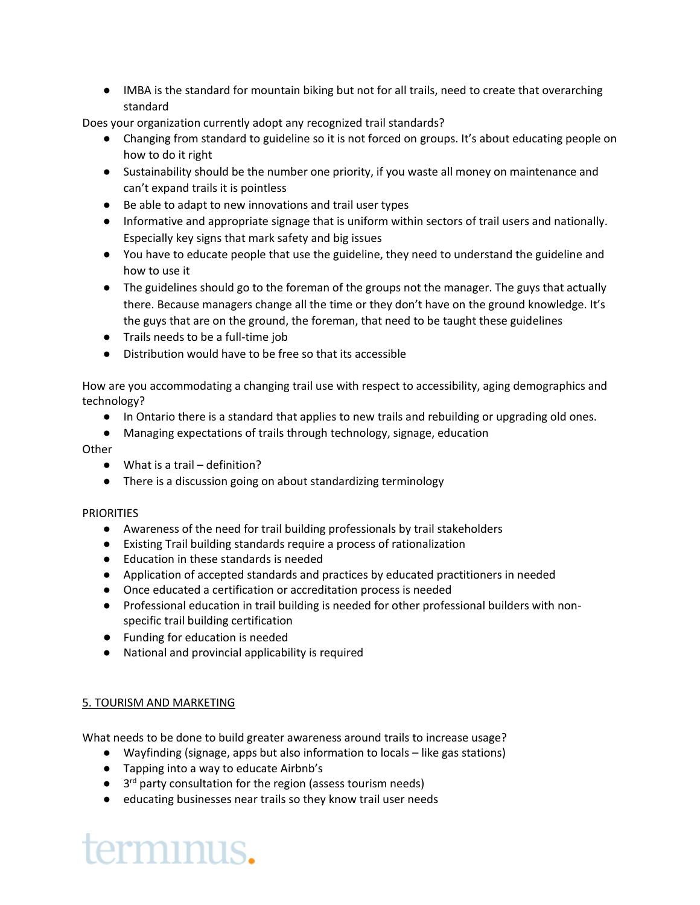- IMBA is the standard for mountain biking but not for all trails, need to create that overarching standard

Does your organization currently adopt any recognized trail standards?

- Changing from standard to guideline so it is not forced on groups. It's about educating people on how to do it right
- Sustainability should be the number one priority, if you waste all money on maintenance and can't expand trails it is pointless
- Be able to adapt to new innovations and trail user types
- Informative and appropriate signage that is uniform within sectors of trail users and nationally. Especially key signs that mark safety and big issues
- You have to educate people that use the guideline, they need to understand the guideline and how to use it
- The guidelines should go to the foreman of the groups not the manager. The guys that actually there. Because managers change all the time or they don't have on the ground knowledge. It's the guys that are on the ground, the foreman, that need to be taught these guidelines
- Trails needs to be a full-time job
- Distribution would have to be free so that its accessible

How are you accommodating a changing trail use with respect to accessibility, aging demographics and technology?

- In Ontario there is a standard that applies to new trails and rebuilding or upgrading old ones.
- Managing expectations of trails through technology, signage, education

Other

- What is a trail – definition?
- There is a discussion going on about standardizing terminology

PRIORITIES

- Awareness of the need for trail building professionals by trail stakeholders
- Existing Trail building standards require a process of rationalization
- Education in these standards is needed
- Application of accepted standards and practices by educated practitioners in needed
- Once educated a certification or accreditation process is needed
- Professional education in trail building is needed for other professional builders with non-specific trail building certification
- Funding for education is needed
- National and provincial applicability is required

## 5. TOURISM AND MARKETING

What needs to be done to build greater awareness around trails to increase usage?

- Wayfinding (signage, apps but also information to locals – like gas stations)
- Tapping into a way to educate Airbnb's
- 3rd party consultation for the region (assess tourism needs)
- educating businesses near trails so they know trail user needs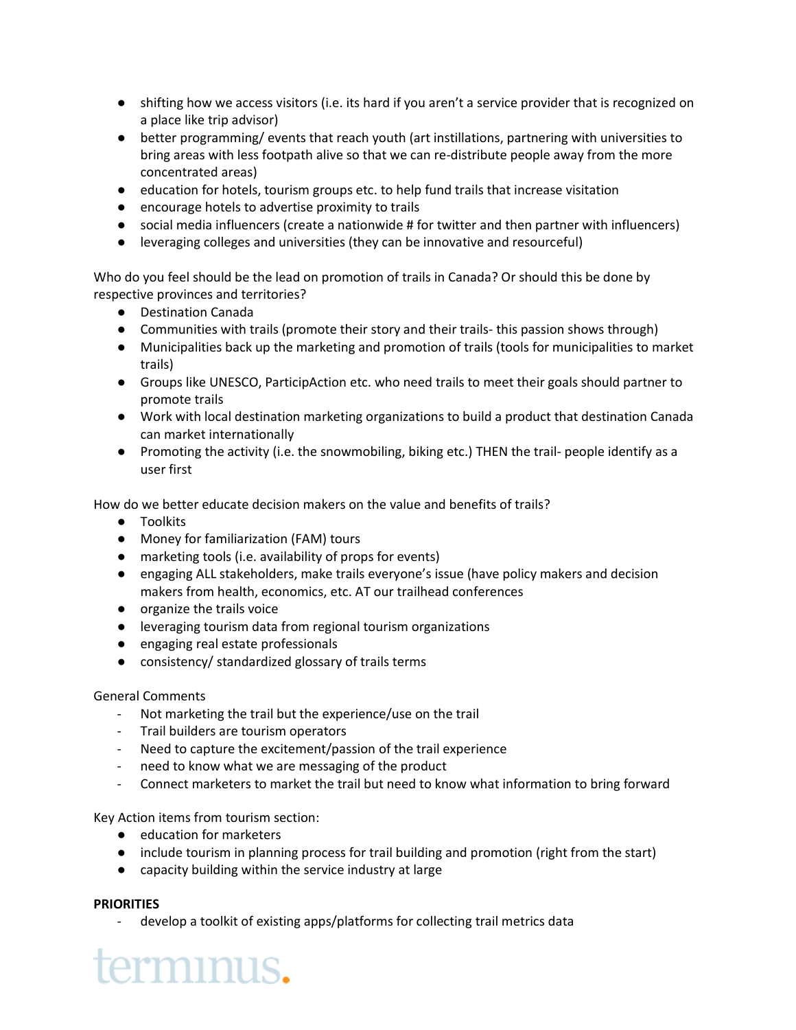- shifting how we access visitors (i.e. its hard if you aren't a service provider that is recognized on a place like trip advisor)
- better programming/ events that reach youth (art instillations, partnering with universities to bring areas with less footpath alive so that we can re-distribute people away from the more concentrated areas)
- education for hotels, tourism groups etc. to help fund trails that increase visitation
- encourage hotels to advertise proximity to trails
- social media influencers (create a nationwide # for twitter and then partner with influencers)
- leveraging colleges and universities (they can be innovative and resourceful)

Who do you feel should be the lead on promotion of trails in Canada? Or should this be done by respective provinces and territories?

- Destination Canada
- Communities with trails (promote their story and their trails- this passion shows through)
- Municipalities back up the marketing and promotion of trails (tools for municipalities to market trails)
- Groups like UNESCO, ParticipAction etc. who need trails to meet their goals should partner to promote trails
- Work with local destination marketing organizations to build a product that destination Canada can market internationally
- Promoting the activity (i.e. the snowmobiling, biking etc.) THEN the trail- people identify as a user first

How do we better educate decision makers on the value and benefits of trails?

- Toolkits
- Money for familiarization (FAM) tours
- marketing tools (i.e. availability of props for events)
- engaging ALL stakeholders, make trails everyone's issue (have policy makers and decision makers from health, economics, etc. AT our trailhead conferences
- organize the trails voice
- leveraging tourism data from regional tourism organizations
- engaging real estate professionals
- consistency/ standardized glossary of trails terms

General Comments

- Not marketing the trail but the experience/use on the trail
- Trail builders are tourism operators
- Need to capture the excitement/passion of the trail experience
- need to know what we are messaging of the product
- Connect marketers to market the trail but need to know what information to bring forward

Key Action items from tourism section:

- education for marketers
- include tourism in planning process for trail building and promotion (right from the start)
- capacity building within the service industry at large

**PRIORITIES**

- develop a toolkit of existing apps/platforms for collecting trail metrics data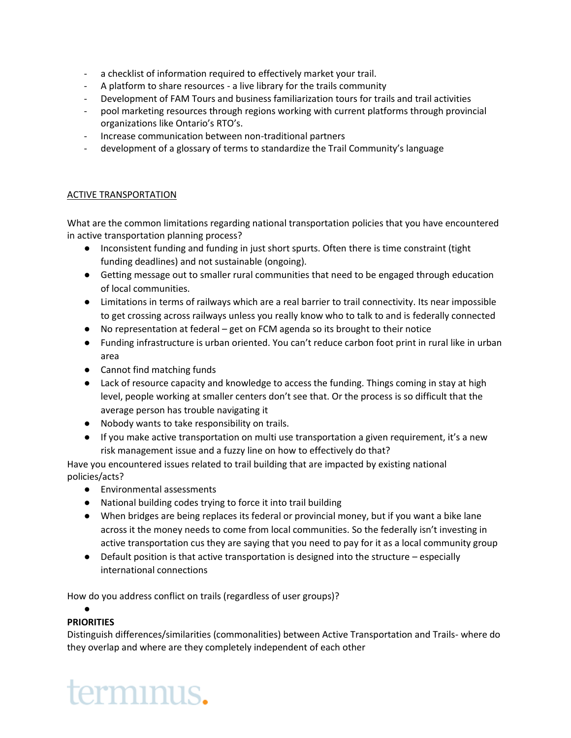- a checklist of information required to effectively market your trail.
- A platform to share resources - a live library for the trails community
- Development of FAM Tours and business familiarization tours for trails and trail activities
- pool marketing resources through regions working with current platforms through provincial organizations like Ontario's RTO's.
- Increase communication between non-traditional partners
- development of a glossary of terms to standardize the Trail Community's language

<u>ACTIVE TRANSPORTATION</u>

What are the common limitations regarding national transportation policies that you have encountered in active transportation planning process?

- Inconsistent funding and funding in just short spurts. Often there is time constraint (tight funding deadlines) and not sustainable (ongoing).
- Getting message out to smaller rural communities that need to be engaged through education of local communities.
- Limitations in terms of railways which are a real barrier to trail connectivity. Its near impossible to get crossing across railways unless you really know who to talk to and is federally connected
- No representation at federal – get on FCM agenda so its brought to their notice
- Funding infrastructure is urban oriented. You can't reduce carbon foot print in rural like in urban area
- Cannot find matching funds
- Lack of resource capacity and knowledge to access the funding. Things coming in stay at high level, people working at smaller centers don't see that. Or the process is so difficult that the average person has trouble navigating it
- Nobody wants to take responsibility on trails.
- If you make active transportation on multi use transportation a given requirement, it's a new risk management issue and a fuzzy line on how to effectively do that?

Have you encountered issues related to trail building that are impacted by existing national policies/acts?

- Environmental assessments
- National building codes trying to force it into trail building
- When bridges are being replaces its federal or provincial money, but if you want a bike lane across it the money needs to come from local communities. So the federally isn't investing in active transportation cus they are saying that you need to pay for it as a local community group
- Default position is that active transportation is designed into the structure – especially international connections

How do you address conflict on trails (regardless of user groups)?

- 

**PRIORITIES**

Distinguish differences/similarities (commonalities) between Active Transportation and Trails- where do they overlap and where are they completely independent of each other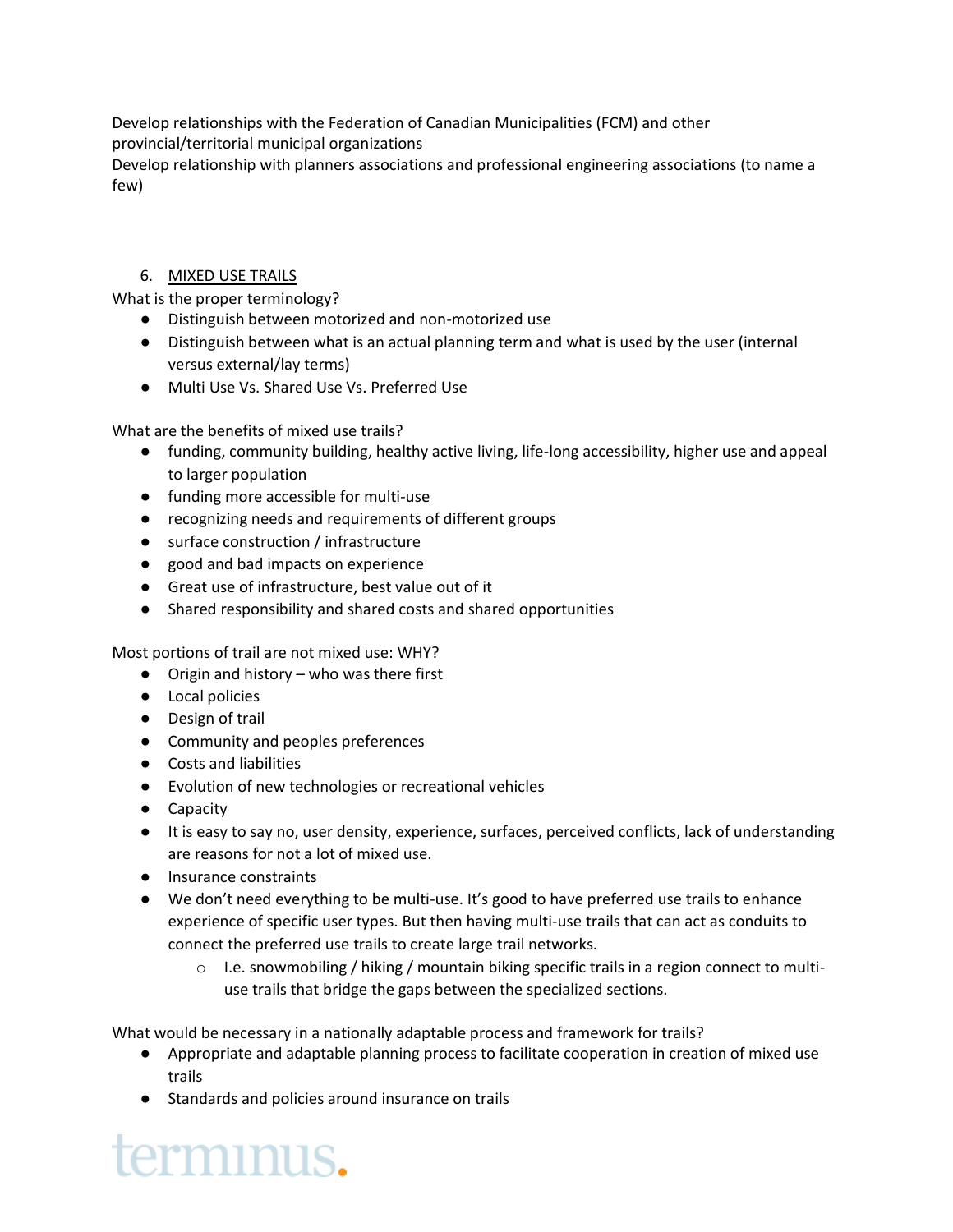Develop relationships with the Federation of Canadian Municipalities (FCM) and other provincial/territorial municipal organizations

Develop relationship with planners associations and professional engineering associations (to name a few)

6. MIXED USE TRAILS

What is the proper terminology?

- Distinguish between motorized and non-motorized use
- Distinguish between what is an actual planning term and what is used by the user (internal versus external/lay terms)
- Multi Use Vs. Shared Use Vs. Preferred Use

What are the benefits of mixed use trails?

- funding, community building, healthy active living, life-long accessibility, higher use and appeal to larger population
- funding more accessible for multi-use
- recognizing needs and requirements of different groups
- surface construction / infrastructure
- good and bad impacts on experience
- Great use of infrastructure, best value out of it
- Shared responsibility and shared costs and shared opportunities

Most portions of trail are not mixed use: WHY?

- Origin and history – who was there first
- Local policies
- Design of trail
- Community and peoples preferences
- Costs and liabilities
- Evolution of new technologies or recreational vehicles
- Capacity
- It is easy to say no, user density, experience, surfaces, perceived conflicts, lack of understanding are reasons for not a lot of mixed use.
- Insurance constraints
- We don't need everything to be multi-use. It's good to have preferred use trails to enhance experience of specific user types. But then having multi-use trails that can act as conduits to connect the preferred use trails to create large trail networks.
  - I.e. snowmobiling / hiking / mountain biking specific trails in a region connect to multi-use trails that bridge the gaps between the specialized sections.

What would be necessary in a nationally adaptable process and framework for trails?

- Appropriate and adaptable planning process to facilitate cooperation in creation of mixed use trails
- Standards and policies around insurance on trails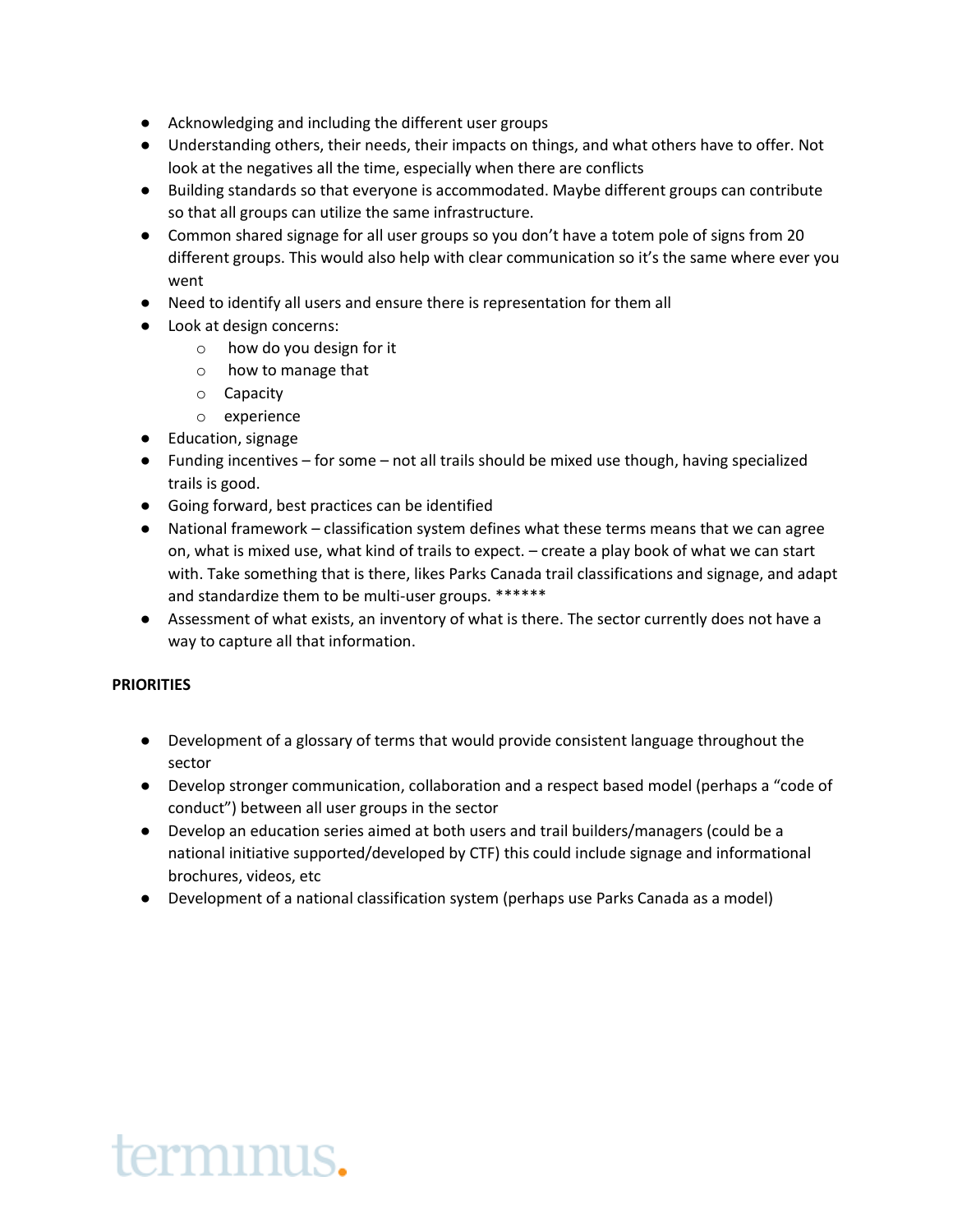- Acknowledging and including the different user groups
- Understanding others, their needs, their impacts on things, and what others have to offer. Not look at the negatives all the time, especially when there are conflicts
- Building standards so that everyone is accommodated. Maybe different groups can contribute so that all groups can utilize the same infrastructure.
- Common shared signage for all user groups so you don't have a totem pole of signs from 20 different groups. This would also help with clear communication so it's the same where ever you went
- Need to identify all users and ensure there is representation for them all
- Look at design concerns:
    - how do you design for it
    - how to manage that
    - Capacity
    - experience
- Education, signage
- Funding incentives – for some – not all trails should be mixed use though, having specialized trails is good.
- Going forward, best practices can be identified
- National framework – classification system defines what these terms means that we can agree on, what is mixed use, what kind of trails to expect. – create a play book of what we can start with. Take something that is there, likes Parks Canada trail classifications and signage, and adapt and standardize them to be multi-user groups. ******
- Assessment of what exists, an inventory of what is there. The sector currently does not have a way to capture all that information.

**PRIORITIES**

- Development of a glossary of terms that would provide consistent language throughout the sector
- Develop stronger communication, collaboration and a respect based model (perhaps a "code of conduct") between all user groups in the sector
- Develop an education series aimed at both users and trail builders/managers (could be a national initiative supported/developed by CTF) this could include signage and informational brochures, videos, etc
- Development of a national classification system (perhaps use Parks Canada as a model)